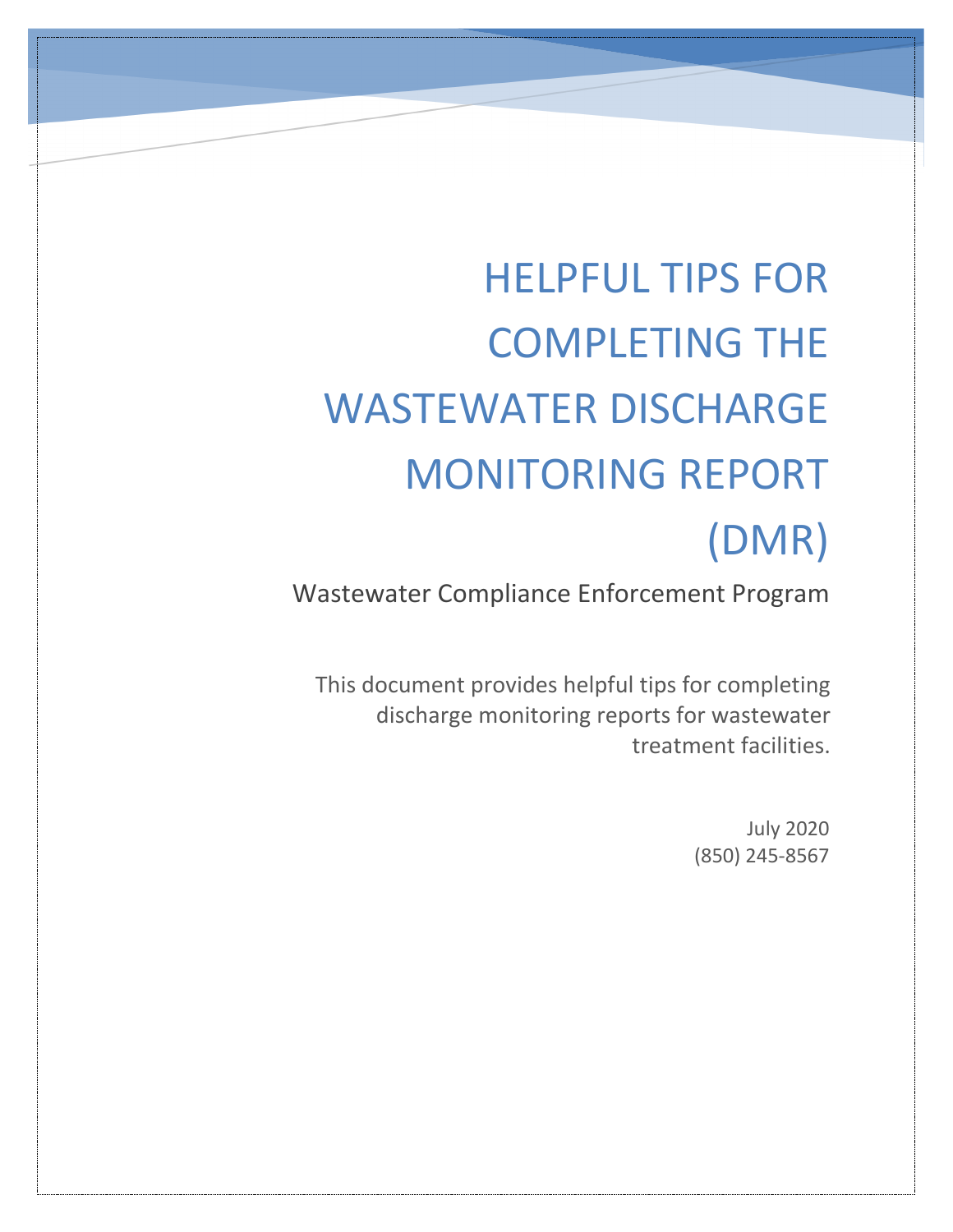# HELPFUL TIPS FOR COMPLETING THE WASTEWATER DISCHARGE MONITORING REPORT (DMR)

## Wastewater Compliance Enforcement Program

This document provides helpful tips for completing discharge monitoring reports for wastewater treatment facilities.

July 2020
(850) 245-8567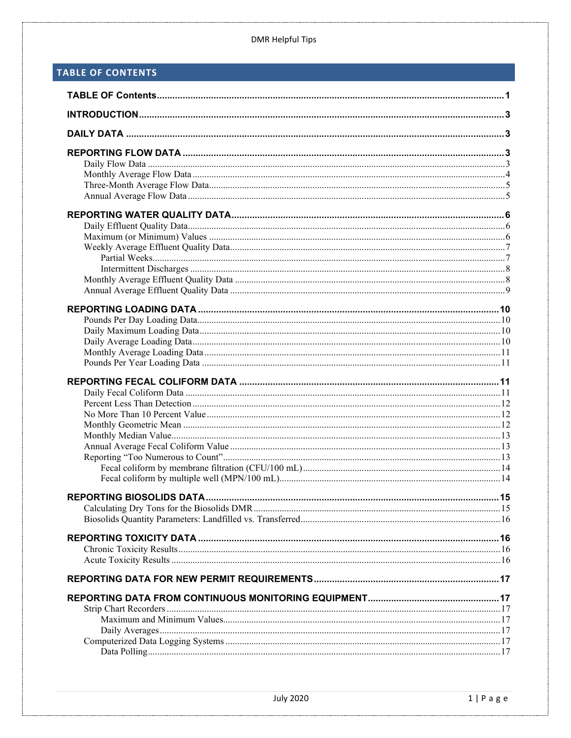## TABLE OF CONTENTS

**TABLE OF Contents** ..... 1

**INTRODUCTION** ..... 3

**DAILY DATA** ..... 3

**REPORTING FLOW DATA** ..... 3
- Daily Flow Data ..... 3
- Monthly Average Flow Data ..... 4
- Three-Month Average Flow Data ..... 5
- Annual Average Flow Data ..... 5

**REPORTING WATER QUALITY DATA** ..... 6
- Daily Effluent Quality Data ..... 6
- Maximum (or Minimum) Values ..... 6
- Weekly Average Effluent Quality Data ..... 7
  - Partial Weeks ..... 7
  - Intermittent Discharges ..... 8
- Monthly Average Effluent Quality Data ..... 8
- Annual Average Effluent Quality Data ..... 9

**REPORTING LOADING DATA** ..... 10
- Pounds Per Day Loading Data ..... 10
- Daily Maximum Loading Data ..... 10
- Daily Average Loading Data ..... 10
- Monthly Average Loading Data ..... 11
- Pounds Per Year Loading Data ..... 11

**REPORTING FECAL COLIFORM DATA** ..... 11
- Daily Fecal Coliform Data ..... 11
- Percent Less Than Detection ..... 12
- No More Than 10 Percent Value ..... 12
- Monthly Geometric Mean ..... 12
- Monthly Median Value ..... 13
- Annual Average Fecal Coliform Value ..... 13
- Reporting “Too Numerous to Count” ..... 13
  - Fecal coliform by membrane filtration (CFU/100 mL) ..... 14
  - Fecal coliform by multiple well (MPN/100 mL) ..... 14

**REPORTING BIOSOLIDS DATA** ..... 15
- Calculating Dry Tons for the Biosolids DMR ..... 15
- Biosolids Quantity Parameters: Landfilled vs. Transferred ..... 16

**REPORTING TOXICITY DATA** ..... 16
- Chronic Toxicity Results ..... 16
- Acute Toxicity Results ..... 16

**REPORTING DATA FOR NEW PERMIT REQUIREMENTS** ..... 17

**REPORTING DATA FROM CONTINUOUS MONITORING EQUIPMENT** ..... 17
- Strip Chart Recorders ..... 17
  - Maximum and Minimum Values ..... 17
  - Daily Averages ..... 17
- Computerized Data Logging Systems ..... 17
  - Data Polling ..... 17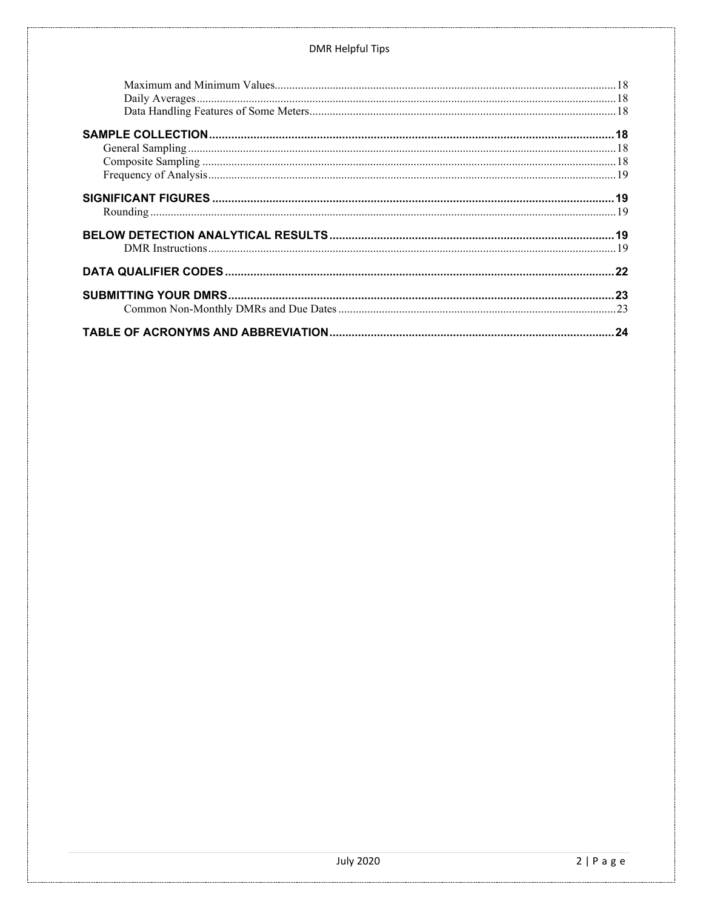Maximum and Minimum Values ..... 18
Daily Averages ..... 18
Data Handling Features of Some Meters ..... 18

**SAMPLE COLLECTION ..... 18**
General Sampling ..... 18
Composite Sampling ..... 18
Frequency of Analysis ..... 19

**SIGNIFICANT FIGURES ..... 19**
Rounding ..... 19

**BELOW DETECTION ANALYTICAL RESULTS ..... 19**
DMR Instructions ..... 19

**DATA QUALIFIER CODES ..... 22**

**SUBMITTING YOUR DMRS ..... 23**
Common Non-Monthly DMRs and Due Dates ..... 23

**TABLE OF ACRONYMS AND ABBREVIATION ..... 24**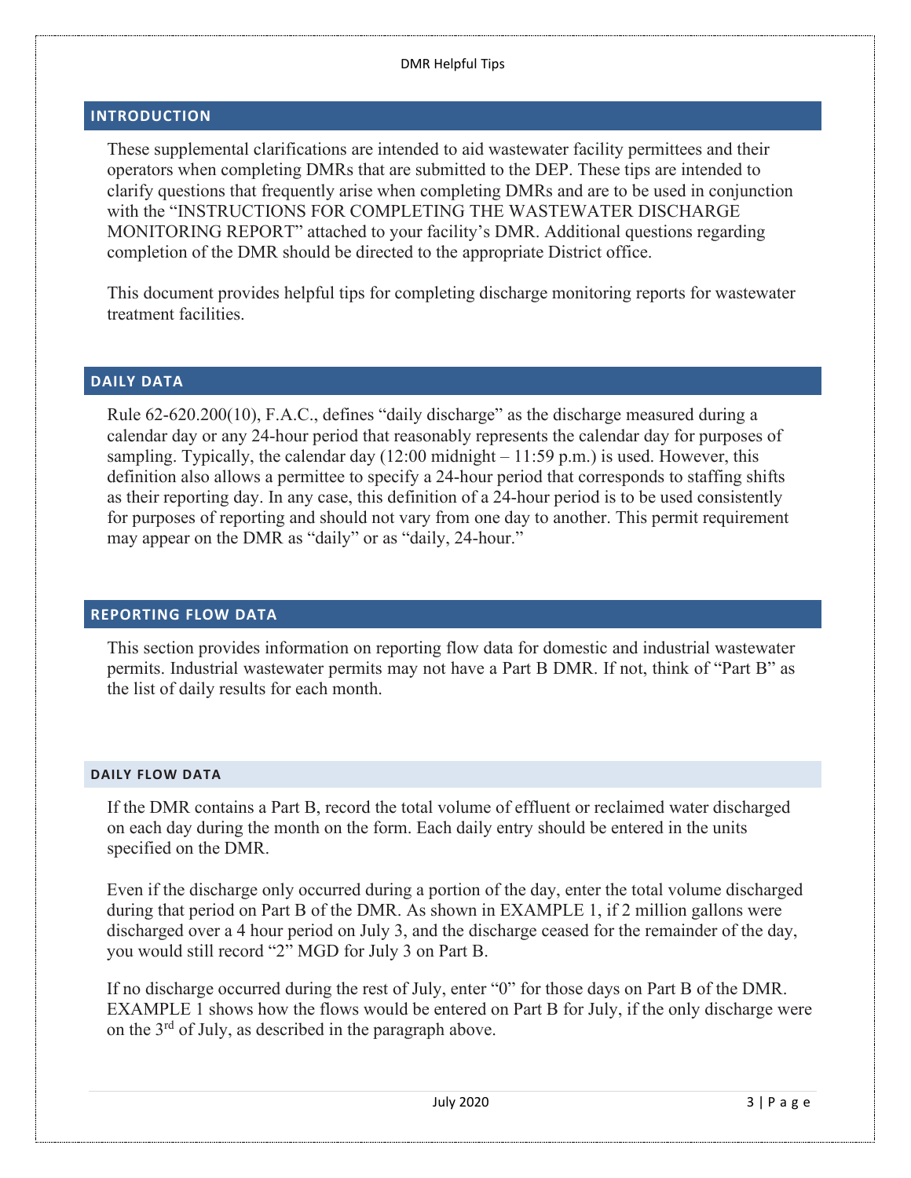## INTRODUCTION

These supplemental clarifications are intended to aid wastewater facility permittees and their operators when completing DMRs that are submitted to the DEP. These tips are intended to clarify questions that frequently arise when completing DMRs and are to be used in conjunction with the "INSTRUCTIONS FOR COMPLETING THE WASTEWATER DISCHARGE MONITORING REPORT" attached to your facility's DMR. Additional questions regarding completion of the DMR should be directed to the appropriate District office.

This document provides helpful tips for completing discharge monitoring reports for wastewater treatment facilities.

## DAILY DATA

Rule 62-620.200(10), F.A.C., defines "daily discharge" as the discharge measured during a calendar day or any 24-hour period that reasonably represents the calendar day for purposes of sampling. Typically, the calendar day (12:00 midnight – 11:59 p.m.) is used. However, this definition also allows a permittee to specify a 24-hour period that corresponds to staffing shifts as their reporting day. In any case, this definition of a 24-hour period is to be used consistently for purposes of reporting and should not vary from one day to another. This permit requirement may appear on the DMR as "daily" or as "daily, 24-hour."

## REPORTING FLOW DATA

This section provides information on reporting flow data for domestic and industrial wastewater permits. Industrial wastewater permits may not have a Part B DMR. If not, think of "Part B" as the list of daily results for each month.

### DAILY FLOW DATA

If the DMR contains a Part B, record the total volume of effluent or reclaimed water discharged on each day during the month on the form. Each daily entry should be entered in the units specified on the DMR.

Even if the discharge only occurred during a portion of the day, enter the total volume discharged during that period on Part B of the DMR. As shown in EXAMPLE 1, if 2 million gallons were discharged over a 4 hour period on July 3, and the discharge ceased for the remainder of the day, you would still record "2" MGD for July 3 on Part B.

If no discharge occurred during the rest of July, enter "0" for those days on Part B of the DMR. EXAMPLE 1 shows how the flows would be entered on Part B for July, if the only discharge were on the 3rd of July, as described in the paragraph above.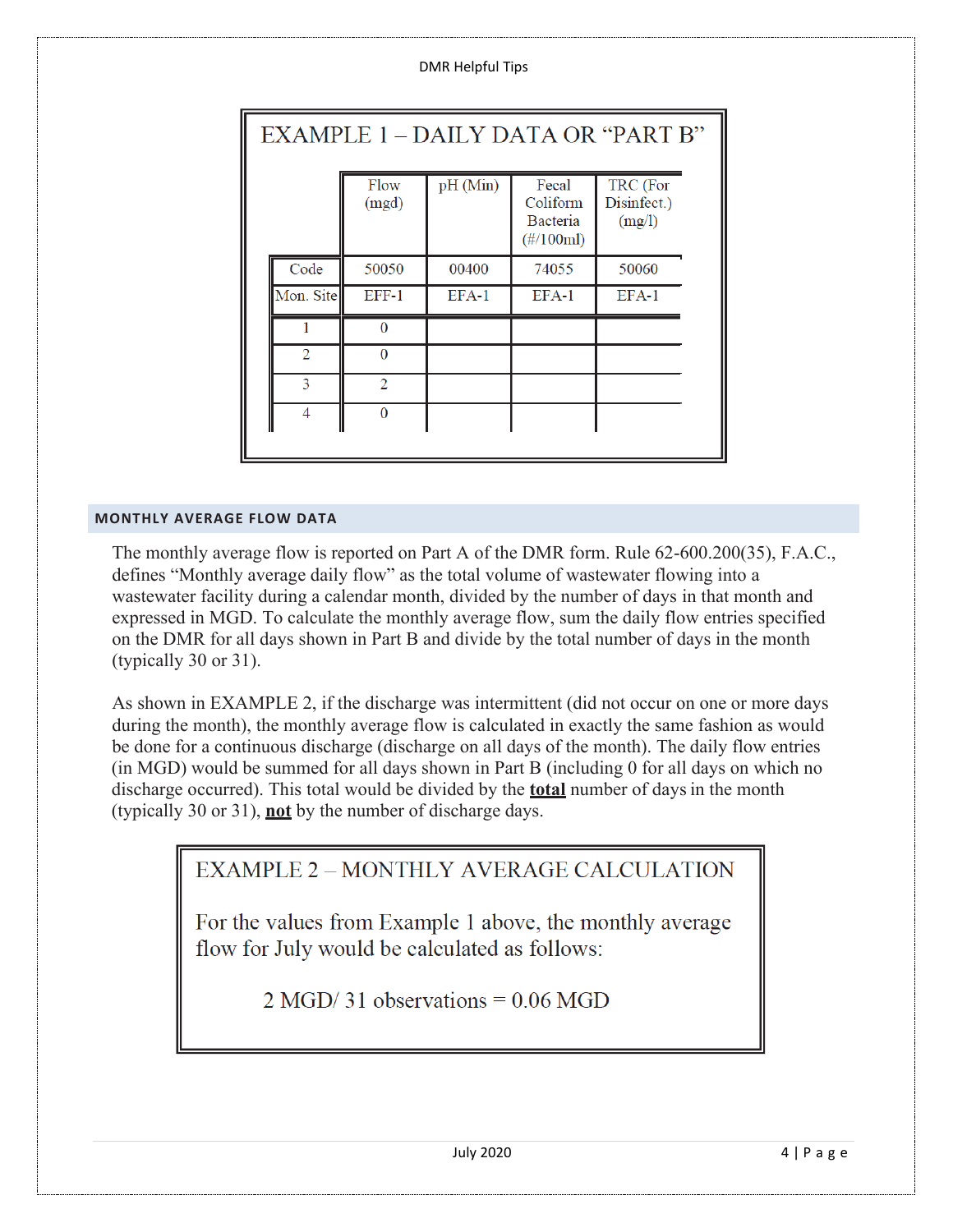**EXAMPLE 1 – DAILY DATA OR "PART B"**

| | Flow (mgd) | pH (Min) | Fecal Coliform Bacteria (#/100ml) | TRC (For Disinfect.) (mg/l) |
|---|---|---|---|---|
| Code | 50050 | 00400 | 74055 | 50060 |
| Mon. Site | EFF-1 | EFA-1 | EFA-1 | EFA-1 |
| 1 | 0 | | | |
| 2 | 0 | | | |
| 3 | 2 | | | |
| 4 | 0 | | | |

## MONTHLY AVERAGE FLOW DATA

The monthly average flow is reported on Part A of the DMR form. Rule 62-600.200(35), F.A.C., defines "Monthly average daily flow" as the total volume of wastewater flowing into a wastewater facility during a calendar month, divided by the number of days in that month and expressed in MGD. To calculate the monthly average flow, sum the daily flow entries specified on the DMR for all days shown in Part B and divide by the total number of days in the month (typically 30 or 31).

As shown in EXAMPLE 2, if the discharge was intermittent (did not occur on one or more days during the month), the monthly average flow is calculated in exactly the same fashion as would be done for a continuous discharge (discharge on all days of the month). The daily flow entries (in MGD) would be summed for all days shown in Part B (including 0 for all days on which no discharge occurred). This total would be divided by the **<u>total</u>** number of days in the month (typically 30 or 31), **<u>not</u>** by the number of discharge days.

**EXAMPLE 2 – MONTHLY AVERAGE CALCULATION**

For the values from Example 1 above, the monthly average flow for July would be calculated as follows:

2 MGD/ 31 observations = 0.06 MGD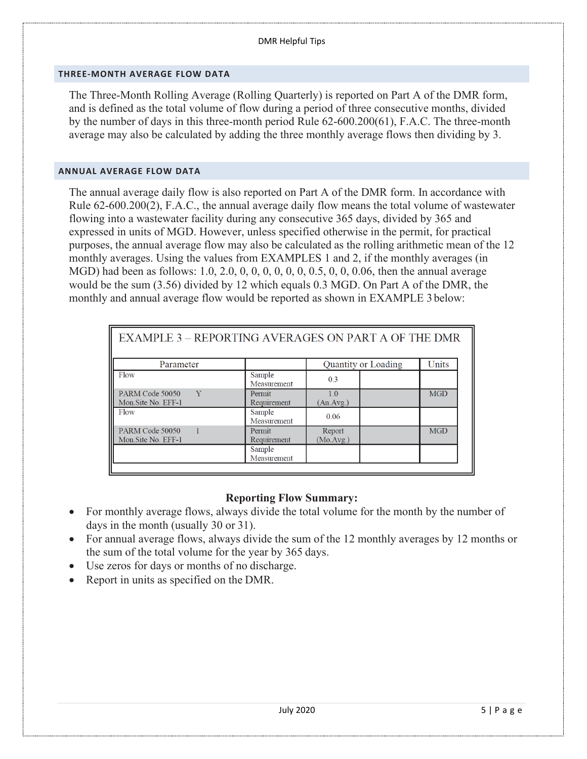## THREE-MONTH AVERAGE FLOW DATA

The Three-Month Rolling Average (Rolling Quarterly) is reported on Part A of the DMR form, and is defined as the total volume of flow during a period of three consecutive months, divided by the number of days in this three-month period Rule 62-600.200(61), F.A.C. The three-month average may also be calculated by adding the three monthly average flows then dividing by 3.

## ANNUAL AVERAGE FLOW DATA

The annual average daily flow is also reported on Part A of the DMR form. In accordance with Rule 62-600.200(2), F.A.C., the annual average daily flow means the total volume of wastewater flowing into a wastewater facility during any consecutive 365 days, divided by 365 and expressed in units of MGD. However, unless specified otherwise in the permit, for practical purposes, the annual average flow may also be calculated as the rolling arithmetic mean of the 12 monthly averages. Using the values from EXAMPLES 1 and 2, if the monthly averages (in MGD) had been as follows: 1.0, 2.0, 0, 0, 0, 0, 0, 0, 0.5, 0, 0, 0.06, then the annual average would be the sum (3.56) divided by 12 which equals 0.3 MGD. On Part A of the DMR, the monthly and annual average flow would be reported as shown in EXAMPLE 3 below:

**EXAMPLE 3 – REPORTING AVERAGES ON PART A OF THE DMR**

| Parameter | | Quantity or Loading | | Units |
|---|---|---|---|---|
| Flow | Sample Measurement | 0.3 | | |
| PARM Code 50050 Y Mon.Site No. EFF-1 | Permit Requirement | 1.0 (An.Avg.) | | MGD |
| Flow | Sample Measurement | 0.06 | | |
| PARM Code 50050 1 Mon.Site No. EFF-1 | Permit Requirement | Report (Mo.Avg.) | | MGD |
| | Sample Measurement | | | |

**Reporting Flow Summary:**

- For monthly average flows, always divide the total volume for the month by the number of days in the month (usually 30 or 31).
- For annual average flows, always divide the sum of the 12 monthly averages by 12 months or the sum of the total volume for the year by 365 days.
- Use zeros for days or months of no discharge.
- Report in units as specified on the DMR.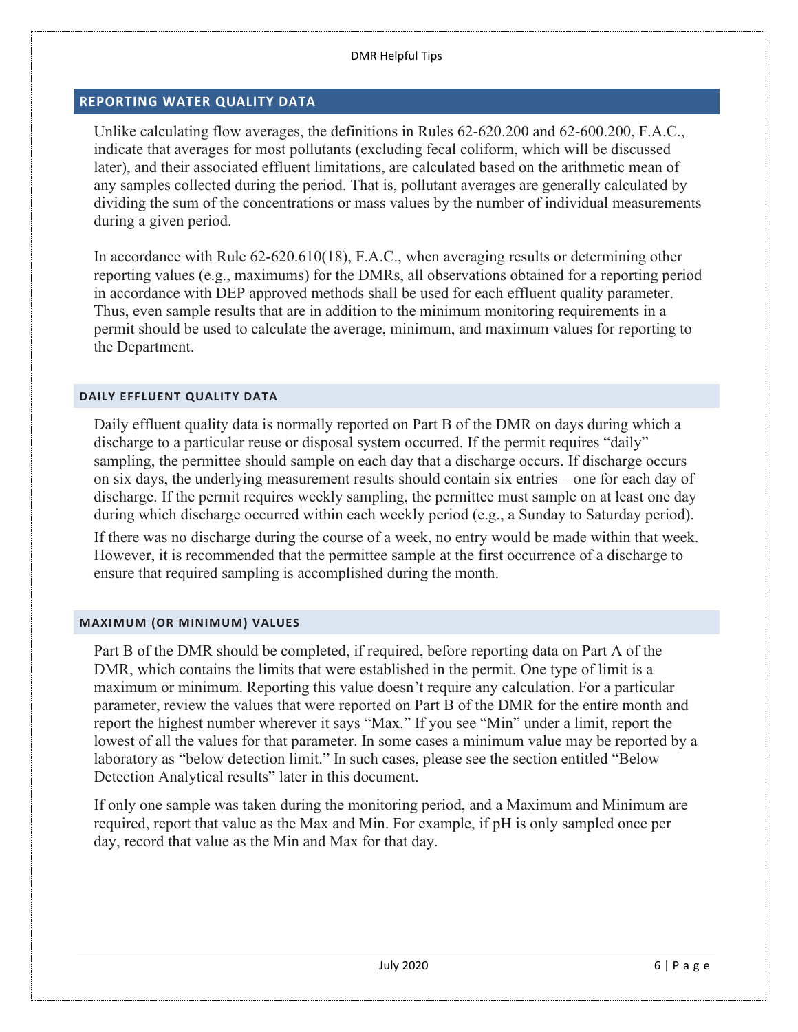## REPORTING WATER QUALITY DATA

Unlike calculating flow averages, the definitions in Rules 62-620.200 and 62-600.200, F.A.C., indicate that averages for most pollutants (excluding fecal coliform, which will be discussed later), and their associated effluent limitations, are calculated based on the arithmetic mean of any samples collected during the period. That is, pollutant averages are generally calculated by dividing the sum of the concentrations or mass values by the number of individual measurements during a given period.

In accordance with Rule 62-620.610(18), F.A.C., when averaging results or determining other reporting values (e.g., maximums) for the DMRs, all observations obtained for a reporting period in accordance with DEP approved methods shall be used for each effluent quality parameter. Thus, even sample results that are in addition to the minimum monitoring requirements in a permit should be used to calculate the average, minimum, and maximum values for reporting to the Department.

### DAILY EFFLUENT QUALITY DATA

Daily effluent quality data is normally reported on Part B of the DMR on days during which a discharge to a particular reuse or disposal system occurred. If the permit requires "daily" sampling, the permittee should sample on each day that a discharge occurs. If discharge occurs on six days, the underlying measurement results should contain six entries – one for each day of discharge. If the permit requires weekly sampling, the permittee must sample on at least one day during which discharge occurred within each weekly period (e.g., a Sunday to Saturday period).

If there was no discharge during the course of a week, no entry would be made within that week. However, it is recommended that the permittee sample at the first occurrence of a discharge to ensure that required sampling is accomplished during the month.

### MAXIMUM (OR MINIMUM) VALUES

Part B of the DMR should be completed, if required, before reporting data on Part A of the DMR, which contains the limits that were established in the permit. One type of limit is a maximum or minimum. Reporting this value doesn't require any calculation. For a particular parameter, review the values that were reported on Part B of the DMR for the entire month and report the highest number wherever it says "Max." If you see "Min" under a limit, report the lowest of all the values for that parameter. In some cases a minimum value may be reported by a laboratory as "below detection limit." In such cases, please see the section entitled "Below Detection Analytical results" later in this document.

If only one sample was taken during the monitoring period, and a Maximum and Minimum are required, report that value as the Max and Min. For example, if pH is only sampled once per day, record that value as the Min and Max for that day.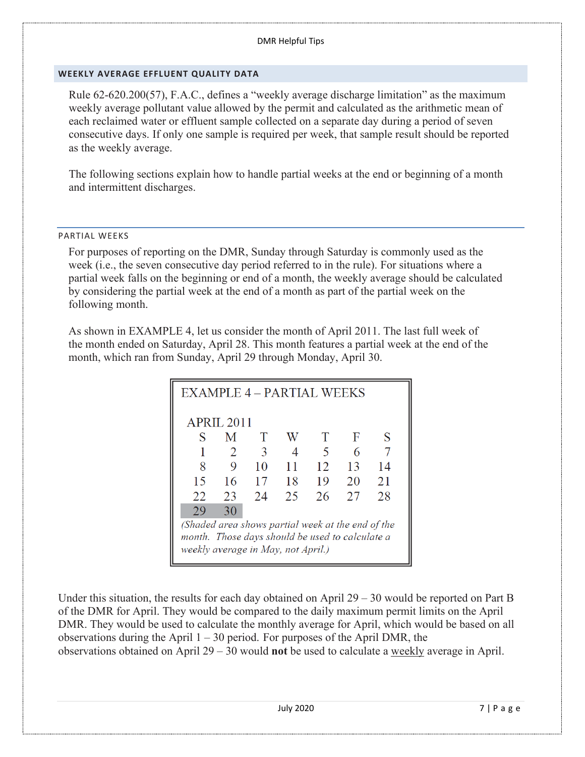## WEEKLY AVERAGE EFFLUENT QUALITY DATA

Rule 62-620.200(57), F.A.C., defines a "weekly average discharge limitation" as the maximum weekly average pollutant value allowed by the permit and calculated as the arithmetic mean of each reclaimed water or effluent sample collected on a separate day during a period of seven consecutive days. If only one sample is required per week, that sample result should be reported as the weekly average.

The following sections explain how to handle partial weeks at the end or beginning of a month and intermittent discharges.

### PARTIAL WEEKS

For purposes of reporting on the DMR, Sunday through Saturday is commonly used as the week (i.e., the seven consecutive day period referred to in the rule). For situations where a partial week falls on the beginning or end of a month, the weekly average should be calculated by considering the partial week at the end of a month as part of the partial week on the following month.

As shown in EXAMPLE 4, let us consider the month of April 2011. The last full week of the month ended on Saturday, April 28. This month features a partial week at the end of the month, which ran from Sunday, April 29 through Monday, April 30.

**EXAMPLE 4 – PARTIAL WEEKS**

APRIL 2011

| S | M | T | W | T | F | S |
|---|---|---|---|---|---|---|
| 1 | 2 | 3 | 4 | 5 | 6 | 7 |
| 8 | 9 | 10 | 11 | 12 | 13 | 14 |
| 15 | 16 | 17 | 18 | 19 | 20 | 21 |
| 22 | 23 | 24 | 25 | 26 | 27 | 28 |
| 29 | 30 | | | | | |

*(Shaded area shows partial week at the end of the month. Those days should be used to calculate a weekly average in May, not April.)*

Under this situation, the results for each day obtained on April 29 – 30 would be reported on Part B of the DMR for April. They would be compared to the daily maximum permit limits on the April DMR. They would be used to calculate the monthly average for April, which would be based on all observations during the April 1 – 30 period. For purposes of the April DMR, the observations obtained on April 29 – 30 would **not** be used to calculate a weekly average in April.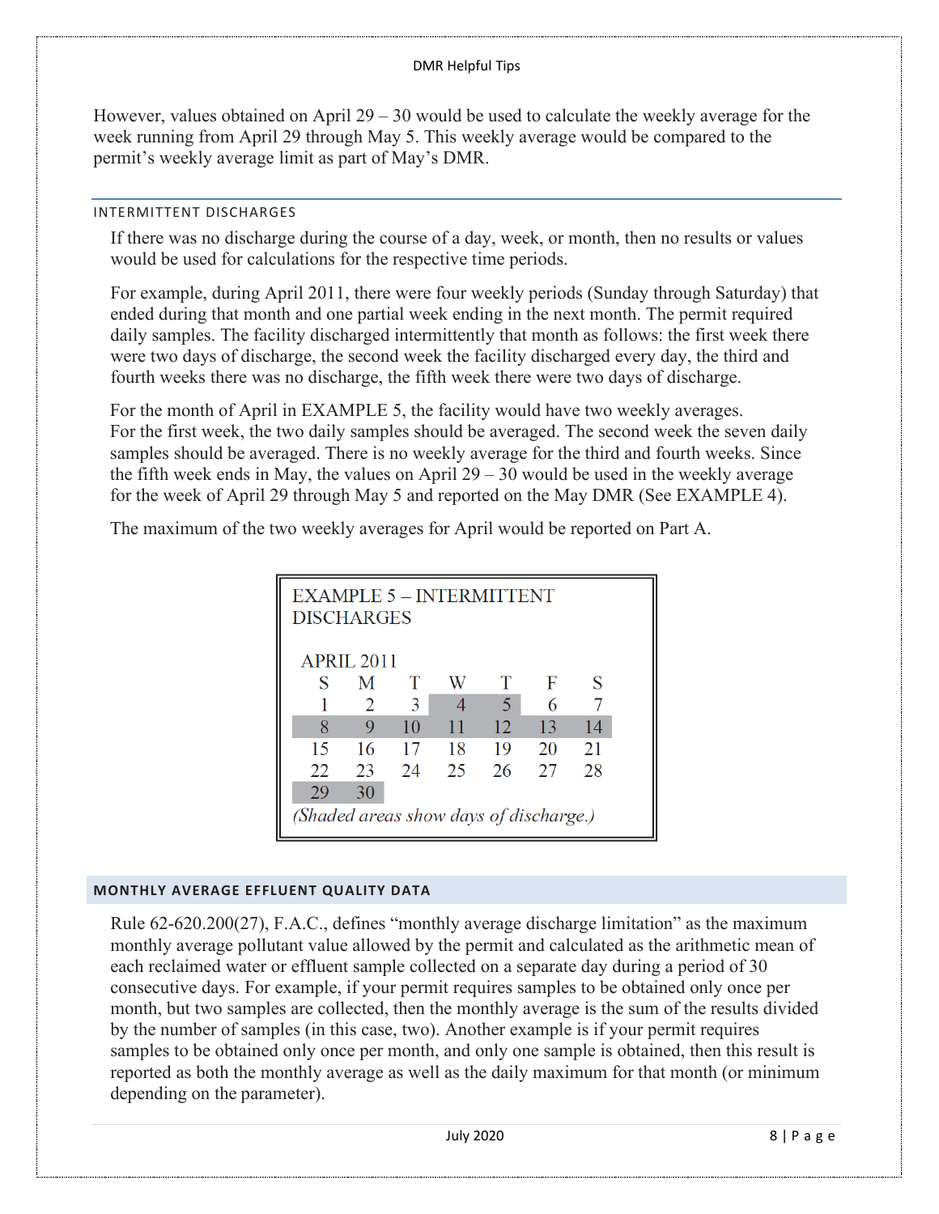However, values obtained on April 29 – 30 would be used to calculate the weekly average for the week running from April 29 through May 5. This weekly average would be compared to the permit's weekly average limit as part of May's DMR.

### INTERMITTENT DISCHARGES

If there was no discharge during the course of a day, week, or month, then no results or values would be used for calculations for the respective time periods.

For example, during April 2011, there were four weekly periods (Sunday through Saturday) that ended during that month and one partial week ending in the next month. The permit required daily samples. The facility discharged intermittently that month as follows: the first week there were two days of discharge, the second week the facility discharged every day, the third and fourth weeks there was no discharge, the fifth week there were two days of discharge.

For the month of April in EXAMPLE 5, the facility would have two weekly averages. For the first week, the two daily samples should be averaged. The second week the seven daily samples should be averaged. There is no weekly average for the third and fourth weeks. Since the fifth week ends in May, the values on April 29 – 30 would be used in the weekly average for the week of April 29 through May 5 and reported on the May DMR (See EXAMPLE 4).

The maximum of the two weekly averages for April would be reported on Part A.

**EXAMPLE 5 – INTERMITTENT DISCHARGES**

APRIL 2011

| S | M | T | W | T | F | S |
|---|---|---|---|---|---|---|
| 1 | 2 | 3 | **4** | **5** | 6 | 7 |
| **8** | **9** | **10** | **11** | **12** | **13** | **14** |
| 15 | 16 | 17 | 18 | 19 | 20 | 21 |
| 22 | 23 | 24 | 25 | 26 | 27 | 28 |
| **29** | **30** | | | | | |

*(Shaded areas show days of discharge.)*

### MONTHLY AVERAGE EFFLUENT QUALITY DATA

Rule 62-620.200(27), F.A.C., defines "monthly average discharge limitation" as the maximum monthly average pollutant value allowed by the permit and calculated as the arithmetic mean of each reclaimed water or effluent sample collected on a separate day during a period of 30 consecutive days. For example, if your permit requires samples to be obtained only once per month, but two samples are collected, then the monthly average is the sum of the results divided by the number of samples (in this case, two). Another example is if your permit requires samples to be obtained only once per month, and only one sample is obtained, then this result is reported as both the monthly average as well as the daily maximum for that month (or minimum depending on the parameter).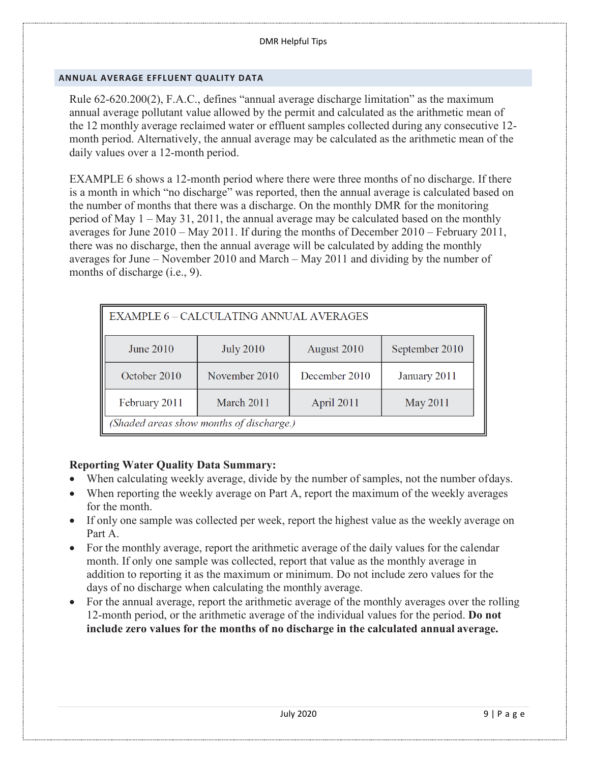## ANNUAL AVERAGE EFFLUENT QUALITY DATA

Rule 62-620.200(2), F.A.C., defines "annual average discharge limitation" as the maximum annual average pollutant value allowed by the permit and calculated as the arithmetic mean of the 12 monthly average reclaimed water or effluent samples collected during any consecutive 12-month period. Alternatively, the annual average may be calculated as the arithmetic mean of the daily values over a 12-month period.

EXAMPLE 6 shows a 12-month period where there were three months of no discharge. If there is a month in which "no discharge" was reported, then the annual average is calculated based on the number of months that there was a discharge. On the monthly DMR for the monitoring period of May 1 – May 31, 2011, the annual average may be calculated based on the monthly averages for June 2010 – May 2011. If during the months of December 2010 – February 2011, there was no discharge, then the annual average will be calculated by adding the monthly averages for June – November 2010 and March – May 2011 and dividing by the number of months of discharge (i.e., 9).

| EXAMPLE 6 – CALCULATING ANNUAL AVERAGES | | | |
|---|---|---|---|
| June 2010 | July 2010 | August 2010 | September 2010 |
| October 2010 | November 2010 | December 2010 | January 2011 |
| February 2011 | March 2011 | April 2011 | May 2011 |

*(Shaded areas show months of discharge.)*

**Reporting Water Quality Data Summary:**

- When calculating weekly average, divide by the number of samples, not the number of days.
- When reporting the weekly average on Part A, report the maximum of the weekly averages for the month.
- If only one sample was collected per week, report the highest value as the weekly average on Part A.
- For the monthly average, report the arithmetic average of the daily values for the calendar month. If only one sample was collected, report that value as the monthly average in addition to reporting it as the maximum or minimum. Do not include zero values for the days of no discharge when calculating the monthly average.
- For the annual average, report the arithmetic average of the monthly averages over the rolling 12-month period, or the arithmetic average of the individual values for the period. **Do not include zero values for the months of no discharge in the calculated annual average.**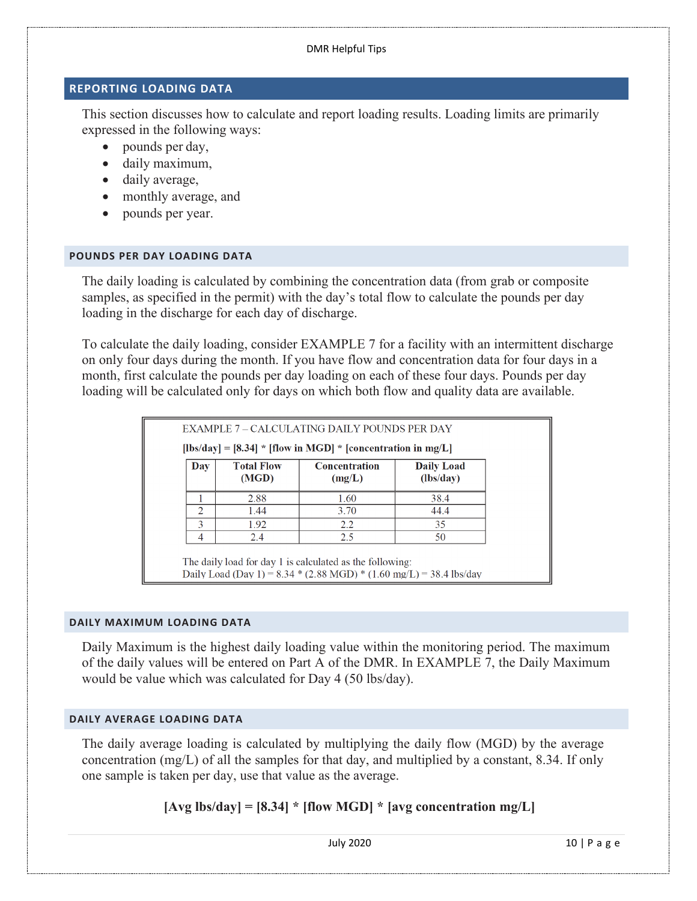## REPORTING LOADING DATA

This section discusses how to calculate and report loading results. Loading limits are primarily expressed in the following ways:

- pounds per day,
- daily maximum,
- daily average,
- monthly average, and
- pounds per year.

### POUNDS PER DAY LOADING DATA

The daily loading is calculated by combining the concentration data (from grab or composite samples, as specified in the permit) with the day's total flow to calculate the pounds per day loading in the discharge for each day of discharge.

To calculate the daily loading, consider EXAMPLE 7 for a facility with an intermittent discharge on only four days during the month. If you have flow and concentration data for four days in a month, first calculate the pounds per day loading on each of these four days. Pounds per day loading will be calculated only for days on which both flow and quality data are available.

EXAMPLE 7 – CALCULATING DAILY POUNDS PER DAY

**[lbs/day] = [8.34] * [flow in MGD] * [concentration in mg/L]**

| Day | Total Flow (MGD) | Concentration (mg/L) | Daily Load (lbs/day) |
|---|---|---|---|
| 1 | 2.88 | 1.60 | 38.4 |
| 2 | 1.44 | 3.70 | 44.4 |
| 3 | 1.92 | 2.2 | 35 |
| 4 | 2.4 | 2.5 | 50 |

The daily load for day 1 is calculated as the following:
Daily Load (Day 1) = 8.34 * (2.88 MGD) * (1.60 mg/L) = 38.4 lbs/day

### DAILY MAXIMUM LOADING DATA

Daily Maximum is the highest daily loading value within the monitoring period. The maximum of the daily values will be entered on Part A of the DMR. In EXAMPLE 7, the Daily Maximum would be value which was calculated for Day 4 (50 lbs/day).

### DAILY AVERAGE LOADING DATA

The daily average loading is calculated by multiplying the daily flow (MGD) by the average concentration (mg/L) of all the samples for that day, and multiplied by a constant, 8.34. If only one sample is taken per day, use that value as the average.

**[Avg lbs/day] = [8.34] * [flow MGD] * [avg concentration mg/L]**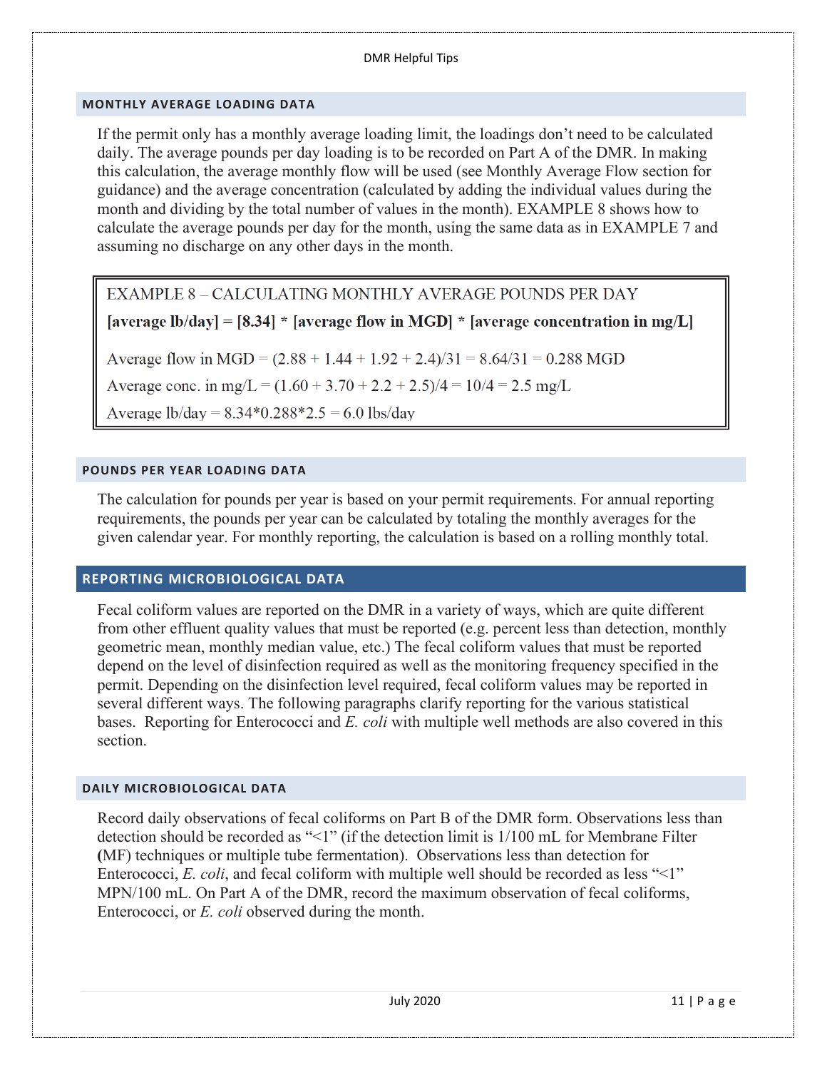## MONTHLY AVERAGE LOADING DATA

If the permit only has a monthly average loading limit, the loadings don't need to be calculated daily. The average pounds per day loading is to be recorded on Part A of the DMR. In making this calculation, the average monthly flow will be used (see Monthly Average Flow section for guidance) and the average concentration (calculated by adding the individual values during the month and dividing by the total number of values in the month). EXAMPLE 8 shows how to calculate the average pounds per day for the month, using the same data as in EXAMPLE 7 and assuming no discharge on any other days in the month.

> EXAMPLE 8 – CALCULATING MONTHLY AVERAGE POUNDS PER DAY
>
> **[average lb/day] = [8.34] * [average flow in MGD] * [average concentration in mg/L]**
>
> Average flow in MGD = $(2.88 + 1.44 + 1.92 + 2.4)/31 = 8.64/31 = 0.288$ MGD
>
> Average conc. in mg/L = $(1.60 + 3.70 + 2.2 + 2.5)/4 = 10/4 = 2.5$ mg/L
>
> Average lb/day = $8.34*0.288*2.5 = 6.0$ lbs/day

## POUNDS PER YEAR LOADING DATA

The calculation for pounds per year is based on your permit requirements. For annual reporting requirements, the pounds per year can be calculated by totaling the monthly averages for the given calendar year. For monthly reporting, the calculation is based on a rolling monthly total.

## REPORTING MICROBIOLOGICAL DATA

Fecal coliform values are reported on the DMR in a variety of ways, which are quite different from other effluent quality values that must be reported (e.g. percent less than detection, monthly geometric mean, monthly median value, etc.) The fecal coliform values that must be reported depend on the level of disinfection required as well as the monitoring frequency specified in the permit. Depending on the disinfection level required, fecal coliform values may be reported in several different ways. The following paragraphs clarify reporting for the various statistical bases. Reporting for Enterococci and *E. coli* with multiple well methods are also covered in this section.

## DAILY MICROBIOLOGICAL DATA

Record daily observations of fecal coliforms on Part B of the DMR form. Observations less than detection should be recorded as "<1" (if the detection limit is 1/100 mL for Membrane Filter (MF) techniques or multiple tube fermentation). Observations less than detection for Enterococci, *E. coli*, and fecal coliform with multiple well should be recorded as less "<1" MPN/100 mL. On Part A of the DMR, record the maximum observation of fecal coliforms, Enterococci, or *E. coli* observed during the month.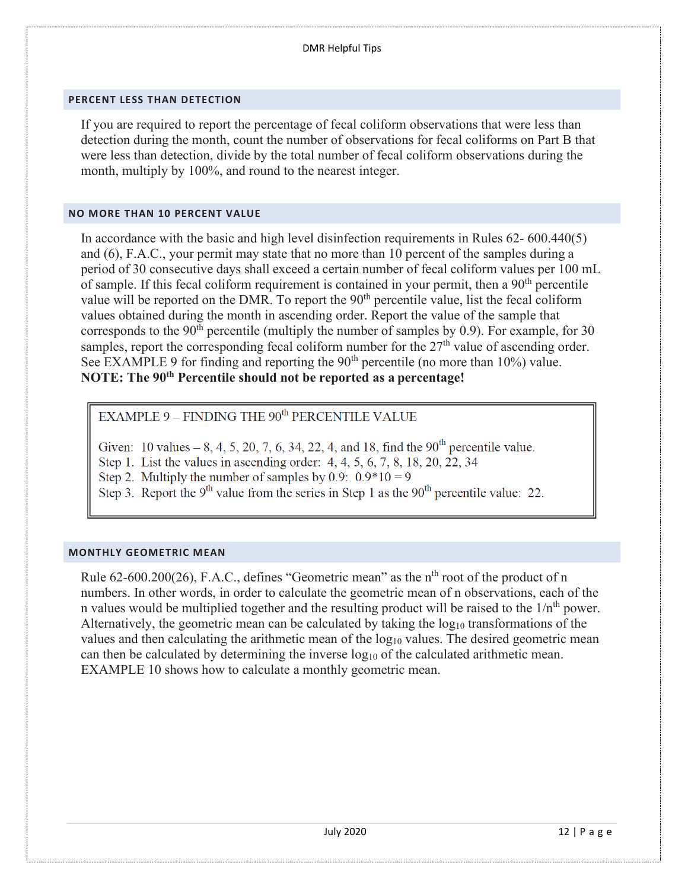## PERCENT LESS THAN DETECTION

If you are required to report the percentage of fecal coliform observations that were less than detection during the month, count the number of observations for fecal coliforms on Part B that were less than detection, divide by the total number of fecal coliform observations during the month, multiply by 100%, and round to the nearest integer.

## NO MORE THAN 10 PERCENT VALUE

In accordance with the basic and high level disinfection requirements in Rules 62- 600.440(5) and (6), F.A.C., your permit may state that no more than 10 percent of the samples during a period of 30 consecutive days shall exceed a certain number of fecal coliform values per 100 mL of sample. If this fecal coliform requirement is contained in your permit, then a $90^{th}$ percentile value will be reported on the DMR. To report the $90^{th}$ percentile value, list the fecal coliform values obtained during the month in ascending order. Report the value of the sample that corresponds to the $90^{th}$ percentile (multiply the number of samples by 0.9). For example, for 30 samples, report the corresponding fecal coliform number for the $27^{th}$ value of ascending order. See EXAMPLE 9 for finding and reporting the $90^{th}$ percentile (no more than 10%) value. **NOTE: The $90^{th}$ Percentile should not be reported as a percentage!**

> EXAMPLE 9 – FINDING THE $90^{th}$ PERCENTILE VALUE
>
> Given: 10 values – 8, 4, 5, 20, 7, 6, 34, 22, 4, and 18, find the $90^{th}$ percentile value.
> Step 1. List the values in ascending order: 4, 4, 5, 6, 7, 8, 18, 20, 22, 34
> Step 2. Multiply the number of samples by 0.9: 0.9*10 = 9
> Step 3. Report the $9^{th}$ value from the series in Step 1 as the $90^{th}$ percentile value: 22.

## MONTHLY GEOMETRIC MEAN

Rule 62-600.200(26), F.A.C., defines "Geometric mean" as the $n^{th}$ root of the product of n numbers. In other words, in order to calculate the geometric mean of n observations, each of the n values would be multiplied together and the resulting product will be raised to the $1/n^{th}$ power. Alternatively, the geometric mean can be calculated by taking the $\log_{10}$ transformations of the values and then calculating the arithmetic mean of the $\log_{10}$ values. The desired geometric mean can then be calculated by determining the inverse $\log_{10}$ of the calculated arithmetic mean. EXAMPLE 10 shows how to calculate a monthly geometric mean.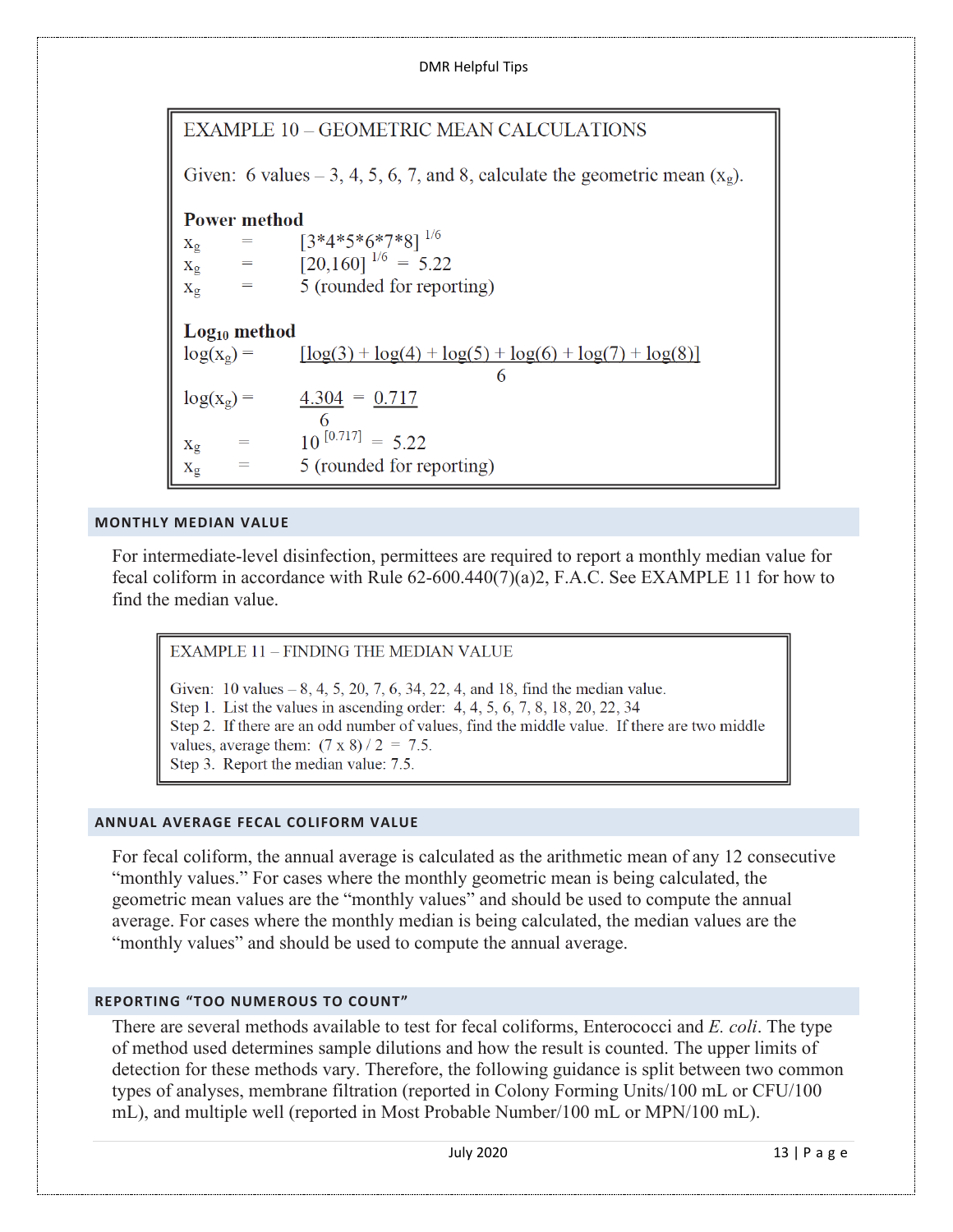EXAMPLE 10 – GEOMETRIC MEAN CALCULATIONS

Given: 6 values – 3, 4, 5, 6, 7, and 8, calculate the geometric mean ($x_g$).

**Power method**

$x_g$ = $[3*4*5*6*7*8]^{1/6}$

$x_g$ = $[20,160]^{1/6}$ = 5.22

$x_g$ = 5 (rounded for reporting)

**Log$_{10}$ method**

$$\log(x_g) = \frac{[\log(3) + \log(4) + \log(5) + \log(6) + \log(7) + \log(8)]}{6}$$

$$\log(x_g) = \frac{4.304}{6} = 0.717$$

$x_g$ = $10^{[0.717]}$ = 5.22

$x_g$ = 5 (rounded for reporting)

## MONTHLY MEDIAN VALUE

For intermediate-level disinfection, permittees are required to report a monthly median value for fecal coliform in accordance with Rule 62-600.440(7)(a)2, F.A.C. See EXAMPLE 11 for how to find the median value.

EXAMPLE 11 – FINDING THE MEDIAN VALUE

Given: 10 values – 8, 4, 5, 20, 7, 6, 34, 22, 4, and 18, find the median value.
Step 1. List the values in ascending order: 4, 4, 5, 6, 7, 8, 18, 20, 22, 34
Step 2. If there are an odd number of values, find the middle value. If there are two middle values, average them: (7 x 8) / 2 = 7.5.
Step 3. Report the median value: 7.5.

## ANNUAL AVERAGE FECAL COLIFORM VALUE

For fecal coliform, the annual average is calculated as the arithmetic mean of any 12 consecutive "monthly values." For cases where the monthly geometric mean is being calculated, the geometric mean values are the "monthly values" and should be used to compute the annual average. For cases where the monthly median is being calculated, the median values are the "monthly values" and should be used to compute the annual average.

## REPORTING "TOO NUMEROUS TO COUNT"

There are several methods available to test for fecal coliforms, Enterococci and *E. coli*. The type of method used determines sample dilutions and how the result is counted. The upper limits of detection for these methods vary. Therefore, the following guidance is split between two common types of analyses, membrane filtration (reported in Colony Forming Units/100 mL or CFU/100 mL), and multiple well (reported in Most Probable Number/100 mL or MPN/100 mL).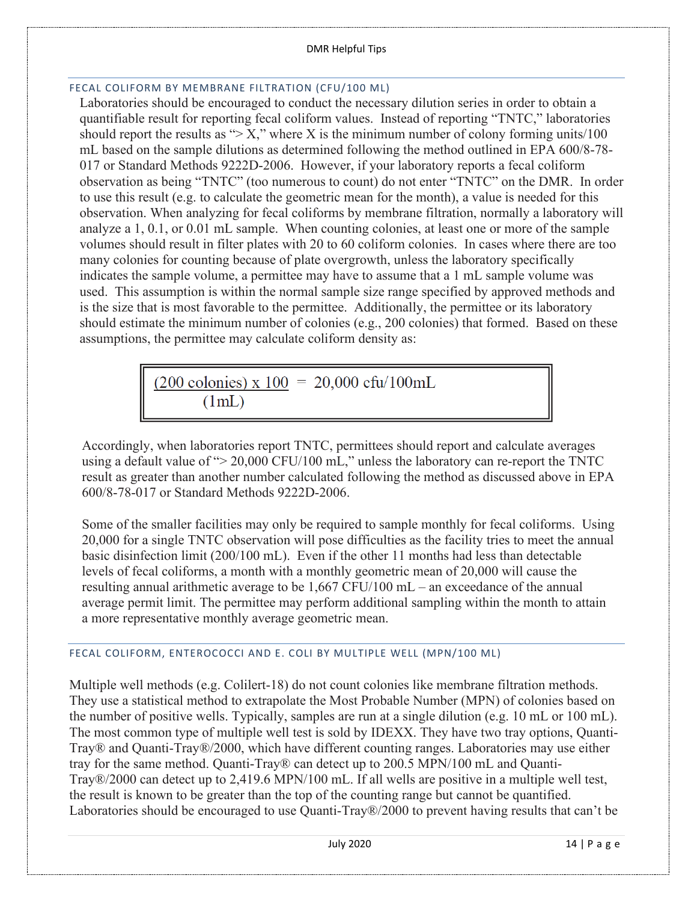## FECAL COLIFORM BY MEMBRANE FILTRATION (CFU/100 ML)

Laboratories should be encouraged to conduct the necessary dilution series in order to obtain a quantifiable result for reporting fecal coliform values. Instead of reporting "TNTC," laboratories should report the results as "> X," where X is the minimum number of colony forming units/100 mL based on the sample dilutions as determined following the method outlined in EPA 600/8-78-017 or Standard Methods 9222D-2006. However, if your laboratory reports a fecal coliform observation as being "TNTC" (too numerous to count) do not enter "TNTC" on the DMR. In order to use this result (e.g. to calculate the geometric mean for the month), a value is needed for this observation. When analyzing for fecal coliforms by membrane filtration, normally a laboratory will analyze a 1, 0.1, or 0.01 mL sample. When counting colonies, at least one or more of the sample volumes should result in filter plates with 20 to 60 coliform colonies. In cases where there are too many colonies for counting because of plate overgrowth, unless the laboratory specifically indicates the sample volume, a permittee may have to assume that a 1 mL sample volume was used. This assumption is within the normal sample size range specified by approved methods and is the size that is most favorable to the permittee. Additionally, the permittee or its laboratory should estimate the minimum number of colonies (e.g., 200 colonies) that formed. Based on these assumptions, the permittee may calculate coliform density as:

$$\frac{(200 \text{ colonies}) \times 100}{(1\text{mL})} = 20{,}000 \text{ cfu/100mL}$$

Accordingly, when laboratories report TNTC, permittees should report and calculate averages using a default value of "> 20,000 CFU/100 mL," unless the laboratory can re-report the TNTC result as greater than another number calculated following the method as discussed above in EPA 600/8-78-017 or Standard Methods 9222D-2006.

Some of the smaller facilities may only be required to sample monthly for fecal coliforms. Using 20,000 for a single TNTC observation will pose difficulties as the facility tries to meet the annual basic disinfection limit (200/100 mL). Even if the other 11 months had less than detectable levels of fecal coliforms, a month with a monthly geometric mean of 20,000 will cause the resulting annual arithmetic average to be 1,667 CFU/100 mL – an exceedance of the annual average permit limit. The permittee may perform additional sampling within the month to attain a more representative monthly average geometric mean.

## FECAL COLIFORM, ENTEROCOCCI AND E. COLI BY MULTIPLE WELL (MPN/100 ML)

Multiple well methods (e.g. Colilert-18) do not count colonies like membrane filtration methods. They use a statistical method to extrapolate the Most Probable Number (MPN) of colonies based on the number of positive wells. Typically, samples are run at a single dilution (e.g. 10 mL or 100 mL). The most common type of multiple well test is sold by IDEXX. They have two tray options, Quanti-Tray® and Quanti-Tray®/2000, which have different counting ranges. Laboratories may use either tray for the same method. Quanti-Tray® can detect up to 200.5 MPN/100 mL and Quanti-Tray®/2000 can detect up to 2,419.6 MPN/100 mL. If all wells are positive in a multiple well test, the result is known to be greater than the top of the counting range but cannot be quantified. Laboratories should be encouraged to use Quanti-Tray®/2000 to prevent having results that can't be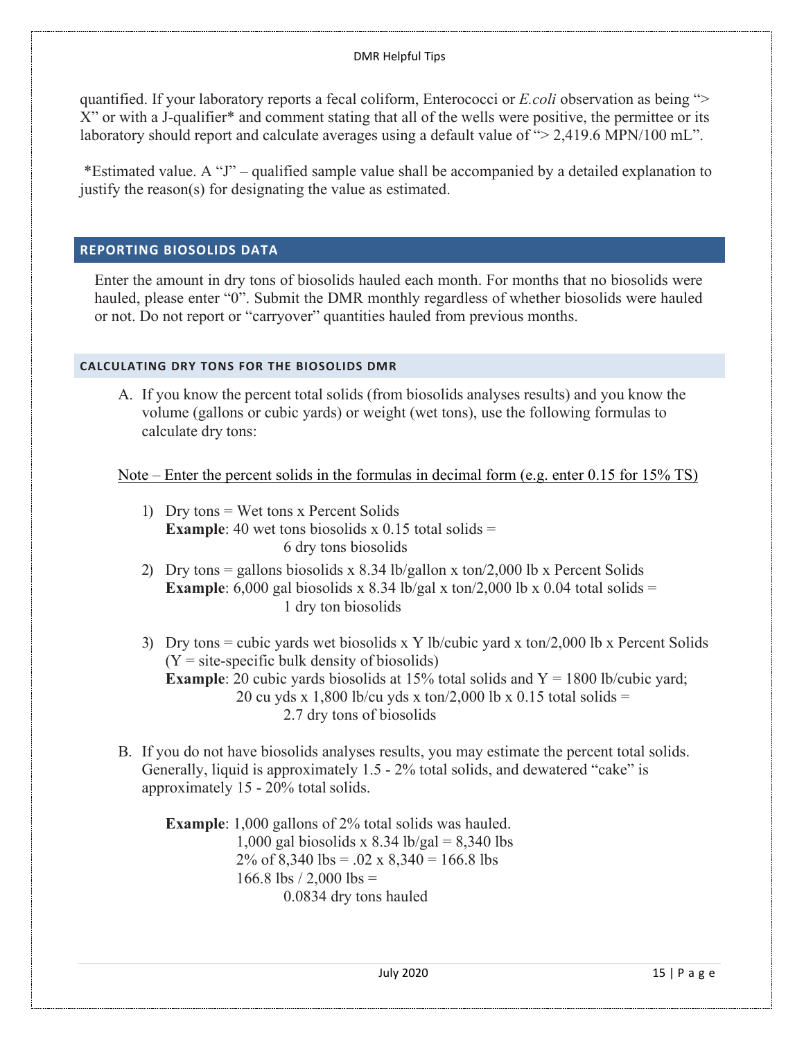quantified. If your laboratory reports a fecal coliform, Enterococci or *E.coli* observation as being "> X" or with a J-qualifier* and comment stating that all of the wells were positive, the permittee or its laboratory should report and calculate averages using a default value of "> 2,419.6 MPN/100 mL".

*Estimated value. A "J" – qualified sample value shall be accompanied by a detailed explanation to justify the reason(s) for designating the value as estimated.

## REPORTING BIOSOLIDS DATA

Enter the amount in dry tons of biosolids hauled each month. For months that no biosolids were hauled, please enter "0". Submit the DMR monthly regardless of whether biosolids were hauled or not. Do not report or "carryover" quantities hauled from previous months.

### CALCULATING DRY TONS FOR THE BIOSOLIDS DMR

A. If you know the percent total solids (from biosolids analyses results) and you know the volume (gallons or cubic yards) or weight (wet tons), use the following formulas to calculate dry tons:

Note – Enter the percent solids in the formulas in decimal form (e.g. enter 0.15 for 15% TS)

1) Dry tons = Wet tons x Percent Solids
   **Example**: 40 wet tons biosolids x 0.15 total solids =
   6 dry tons biosolids

2) Dry tons = gallons biosolids x 8.34 lb/gallon x ton/2,000 lb x Percent Solids
   **Example**: 6,000 gal biosolids x 8.34 lb/gal x ton/2,000 lb x 0.04 total solids =
   1 dry ton biosolids

3) Dry tons = cubic yards wet biosolids x Y lb/cubic yard x ton/2,000 lb x Percent Solids
   (Y = site-specific bulk density of biosolids)
   **Example**: 20 cubic yards biosolids at 15% total solids and Y = 1800 lb/cubic yard;
   20 cu yds x 1,800 lb/cu yds x ton/2,000 lb x 0.15 total solids =
   2.7 dry tons of biosolids

B. If you do not have biosolids analyses results, you may estimate the percent total solids. Generally, liquid is approximately 1.5 - 2% total solids, and dewatered "cake" is approximately 15 - 20% total solids.

   **Example**: 1,000 gallons of 2% total solids was hauled.
   1,000 gal biosolids x 8.34 lb/gal = 8,340 lbs
   2% of 8,340 lbs = .02 x 8,340 = 166.8 lbs
   166.8 lbs / 2,000 lbs =
   0.0834 dry tons hauled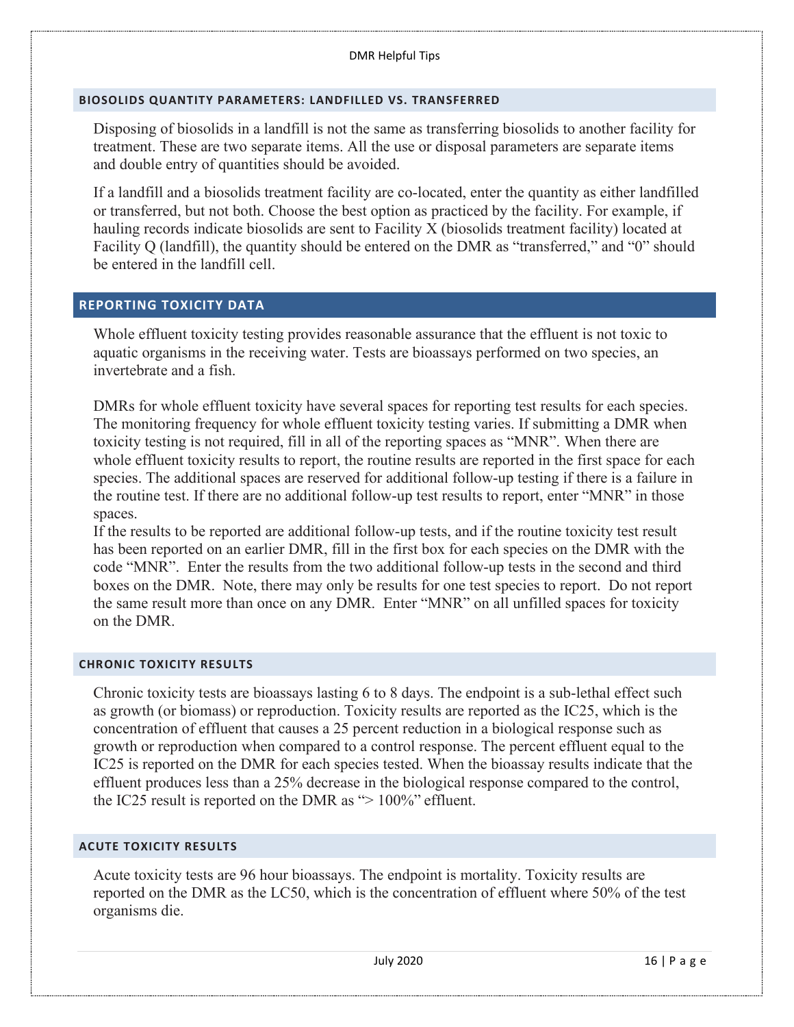## BIOSOLIDS QUANTITY PARAMETERS: LANDFILLED VS. TRANSFERRED

Disposing of biosolids in a landfill is not the same as transferring biosolids to another facility for treatment. These are two separate items. All the use or disposal parameters are separate items and double entry of quantities should be avoided.

If a landfill and a biosolids treatment facility are co-located, enter the quantity as either landfilled or transferred, but not both. Choose the best option as practiced by the facility. For example, if hauling records indicate biosolids are sent to Facility X (biosolids treatment facility) located at Facility Q (landfill), the quantity should be entered on the DMR as "transferred," and "0" should be entered in the landfill cell.

## REPORTING TOXICITY DATA

Whole effluent toxicity testing provides reasonable assurance that the effluent is not toxic to aquatic organisms in the receiving water. Tests are bioassays performed on two species, an invertebrate and a fish.

DMRs for whole effluent toxicity have several spaces for reporting test results for each species. The monitoring frequency for whole effluent toxicity testing varies. If submitting a DMR when toxicity testing is not required, fill in all of the reporting spaces as "MNR". When there are whole effluent toxicity results to report, the routine results are reported in the first space for each species. The additional spaces are reserved for additional follow-up testing if there is a failure in the routine test. If there are no additional follow-up test results to report, enter "MNR" in those spaces.

If the results to be reported are additional follow-up tests, and if the routine toxicity test result has been reported on an earlier DMR, fill in the first box for each species on the DMR with the code "MNR". Enter the results from the two additional follow-up tests in the second and third boxes on the DMR. Note, there may only be results for one test species to report. Do not report the same result more than once on any DMR. Enter "MNR" on all unfilled spaces for toxicity on the DMR.

### CHRONIC TOXICITY RESULTS

Chronic toxicity tests are bioassays lasting 6 to 8 days. The endpoint is a sub-lethal effect such as growth (or biomass) or reproduction. Toxicity results are reported as the IC25, which is the concentration of effluent that causes a 25 percent reduction in a biological response such as growth or reproduction when compared to a control response. The percent effluent equal to the IC25 is reported on the DMR for each species tested. When the bioassay results indicate that the effluent produces less than a 25% decrease in the biological response compared to the control, the IC25 result is reported on the DMR as "> 100%" effluent.

### ACUTE TOXICITY RESULTS

Acute toxicity tests are 96 hour bioassays. The endpoint is mortality. Toxicity results are reported on the DMR as the LC50, which is the concentration of effluent where 50% of the test organisms die.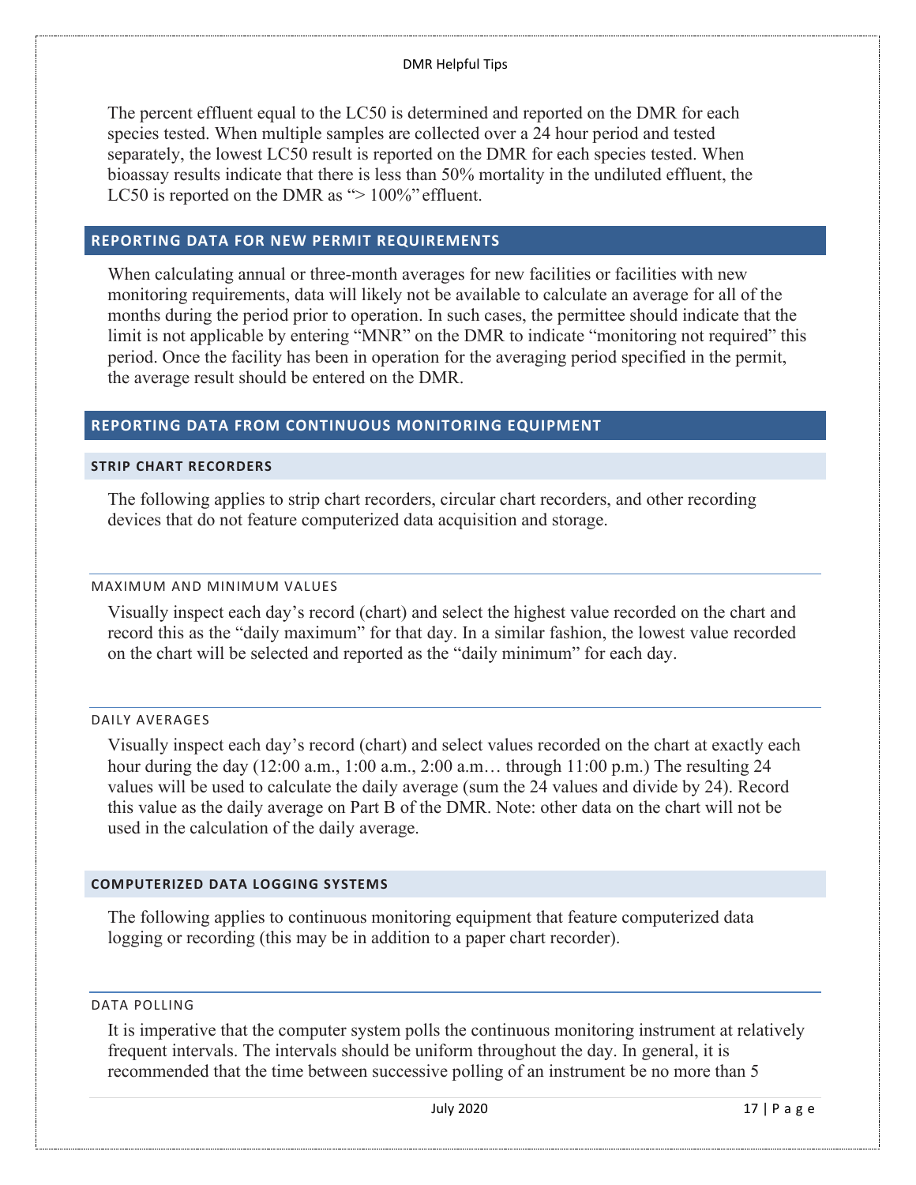The percent effluent equal to the LC50 is determined and reported on the DMR for each species tested. When multiple samples are collected over a 24 hour period and tested separately, the lowest LC50 result is reported on the DMR for each species tested. When bioassay results indicate that there is less than 50% mortality in the undiluted effluent, the LC50 is reported on the DMR as "> 100%" effluent.

## REPORTING DATA FOR NEW PERMIT REQUIREMENTS

When calculating annual or three-month averages for new facilities or facilities with new monitoring requirements, data will likely not be available to calculate an average for all of the months during the period prior to operation. In such cases, the permittee should indicate that the limit is not applicable by entering "MNR" on the DMR to indicate "monitoring not required" this period. Once the facility has been in operation for the averaging period specified in the permit, the average result should be entered on the DMR.

## REPORTING DATA FROM CONTINUOUS MONITORING EQUIPMENT

### STRIP CHART RECORDERS

The following applies to strip chart recorders, circular chart recorders, and other recording devices that do not feature computerized data acquisition and storage.

#### MAXIMUM AND MINIMUM VALUES

Visually inspect each day's record (chart) and select the highest value recorded on the chart and record this as the "daily maximum" for that day. In a similar fashion, the lowest value recorded on the chart will be selected and reported as the "daily minimum" for each day.

#### DAILY AVERAGES

Visually inspect each day's record (chart) and select values recorded on the chart at exactly each hour during the day (12:00 a.m., 1:00 a.m., 2:00 a.m… through 11:00 p.m.) The resulting 24 values will be used to calculate the daily average (sum the 24 values and divide by 24). Record this value as the daily average on Part B of the DMR. Note: other data on the chart will not be used in the calculation of the daily average.

### COMPUTERIZED DATA LOGGING SYSTEMS

The following applies to continuous monitoring equipment that feature computerized data logging or recording (this may be in addition to a paper chart recorder).

#### DATA POLLING

It is imperative that the computer system polls the continuous monitoring instrument at relatively frequent intervals. The intervals should be uniform throughout the day. In general, it is recommended that the time between successive polling of an instrument be no more than 5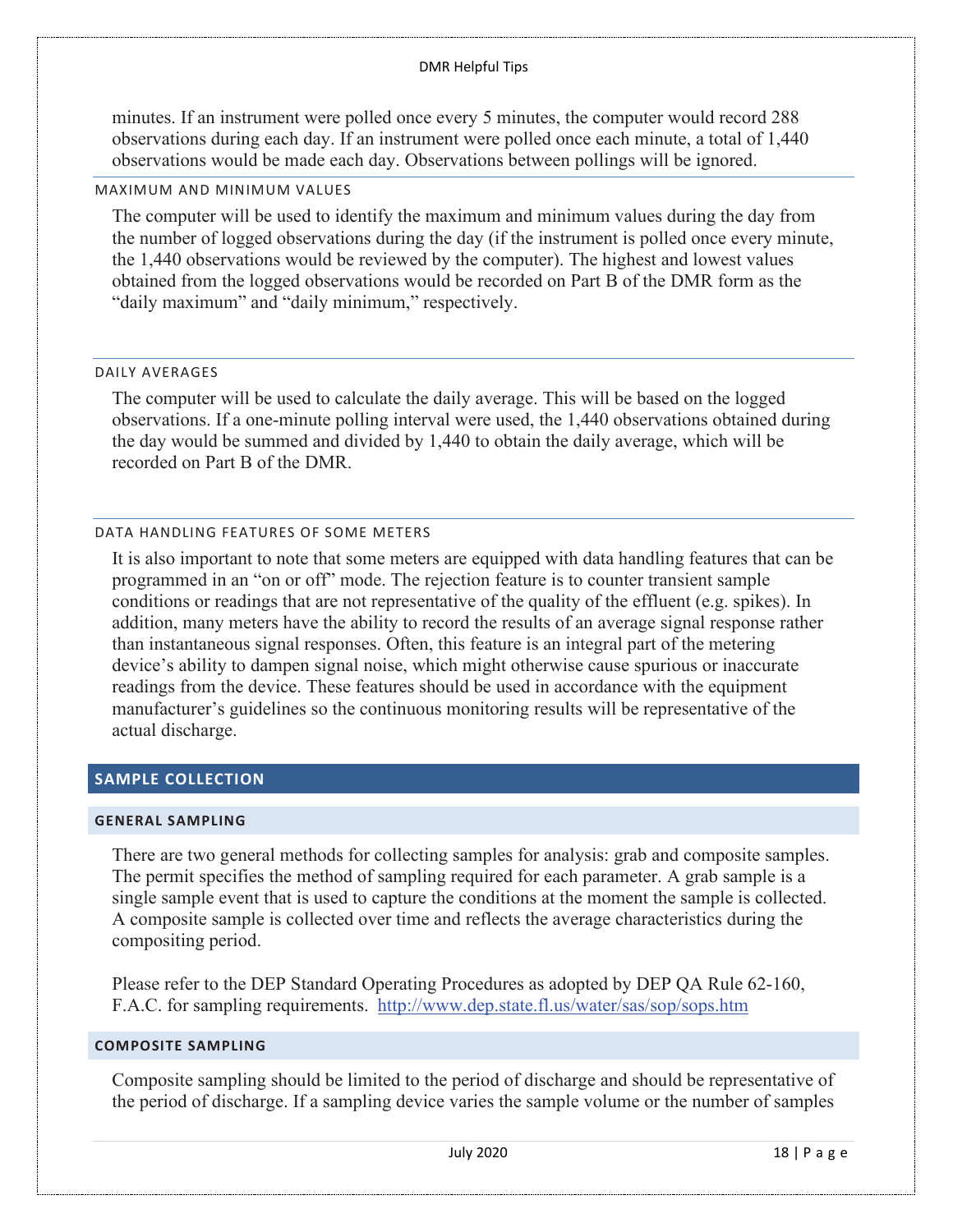minutes. If an instrument were polled once every 5 minutes, the computer would record 288 observations during each day. If an instrument were polled once each minute, a total of 1,440 observations would be made each day. Observations between pollings will be ignored.

#### MAXIMUM AND MINIMUM VALUES

The computer will be used to identify the maximum and minimum values during the day from the number of logged observations during the day (if the instrument is polled once every minute, the 1,440 observations would be reviewed by the computer). The highest and lowest values obtained from the logged observations would be recorded on Part B of the DMR form as the "daily maximum" and "daily minimum," respectively.

#### DAILY AVERAGES

The computer will be used to calculate the daily average. This will be based on the logged observations. If a one-minute polling interval were used, the 1,440 observations obtained during the day would be summed and divided by 1,440 to obtain the daily average, which will be recorded on Part B of the DMR.

#### DATA HANDLING FEATURES OF SOME METERS

It is also important to note that some meters are equipped with data handling features that can be programmed in an "on or off" mode. The rejection feature is to counter transient sample conditions or readings that are not representative of the quality of the effluent (e.g. spikes). In addition, many meters have the ability to record the results of an average signal response rather than instantaneous signal responses. Often, this feature is an integral part of the metering device's ability to dampen signal noise, which might otherwise cause spurious or inaccurate readings from the device. These features should be used in accordance with the equipment manufacturer's guidelines so the continuous monitoring results will be representative of the actual discharge.

## SAMPLE COLLECTION

### GENERAL SAMPLING

There are two general methods for collecting samples for analysis: grab and composite samples. The permit specifies the method of sampling required for each parameter. A grab sample is a single sample event that is used to capture the conditions at the moment the sample is collected. A composite sample is collected over time and reflects the average characteristics during the compositing period.

Please refer to the DEP Standard Operating Procedures as adopted by DEP QA Rule 62-160, F.A.C. for sampling requirements. http://www.dep.state.fl.us/water/sas/sop/sops.htm

### COMPOSITE SAMPLING

Composite sampling should be limited to the period of discharge and should be representative of the period of discharge. If a sampling device varies the sample volume or the number of samples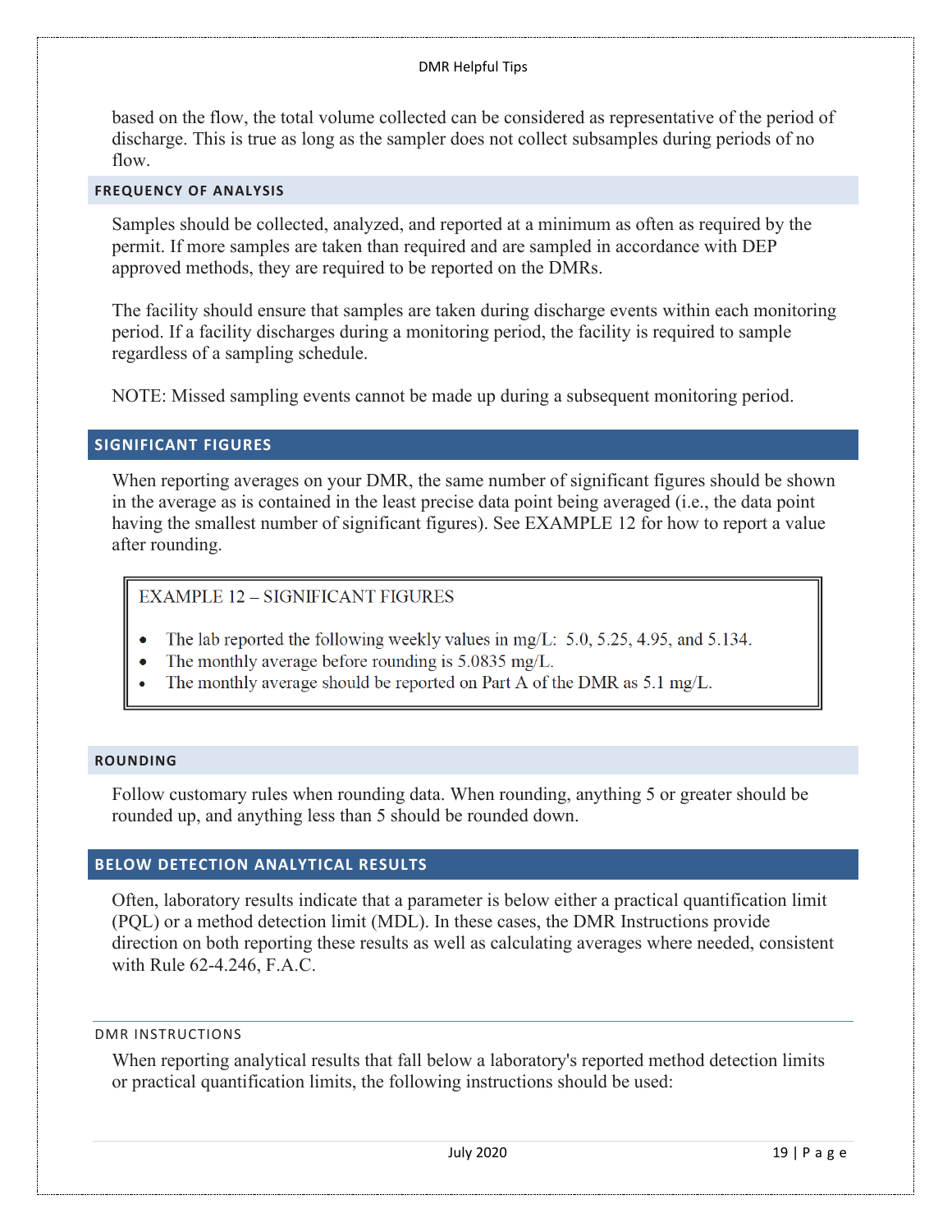based on the flow, the total volume collected can be considered as representative of the period of discharge. This is true as long as the sampler does not collect subsamples during periods of no flow.

### FREQUENCY OF ANALYSIS

Samples should be collected, analyzed, and reported at a minimum as often as required by the permit. If more samples are taken than required and are sampled in accordance with DEP approved methods, they are required to be reported on the DMRs.

The facility should ensure that samples are taken during discharge events within each monitoring period. If a facility discharges during a monitoring period, the facility is required to sample regardless of a sampling schedule.

NOTE: Missed sampling events cannot be made up during a subsequent monitoring period.

## SIGNIFICANT FIGURES

When reporting averages on your DMR, the same number of significant figures should be shown in the average as is contained in the least precise data point being averaged (i.e., the data point having the smallest number of significant figures). See EXAMPLE 12 for how to report a value after rounding.

> EXAMPLE 12 – SIGNIFICANT FIGURES
>
> - The lab reported the following weekly values in mg/L: 5.0, 5.25, 4.95, and 5.134.
> - The monthly average before rounding is 5.0835 mg/L.
> - The monthly average should be reported on Part A of the DMR as 5.1 mg/L.

### ROUNDING

Follow customary rules when rounding data. When rounding, anything 5 or greater should be rounded up, and anything less than 5 should be rounded down.

## BELOW DETECTION ANALYTICAL RESULTS

Often, laboratory results indicate that a parameter is below either a practical quantification limit (PQL) or a method detection limit (MDL). In these cases, the DMR Instructions provide direction on both reporting these results as well as calculating averages where needed, consistent with Rule 62-4.246, F.A.C.

#### DMR INSTRUCTIONS

When reporting analytical results that fall below a laboratory's reported method detection limits or practical quantification limits, the following instructions should be used: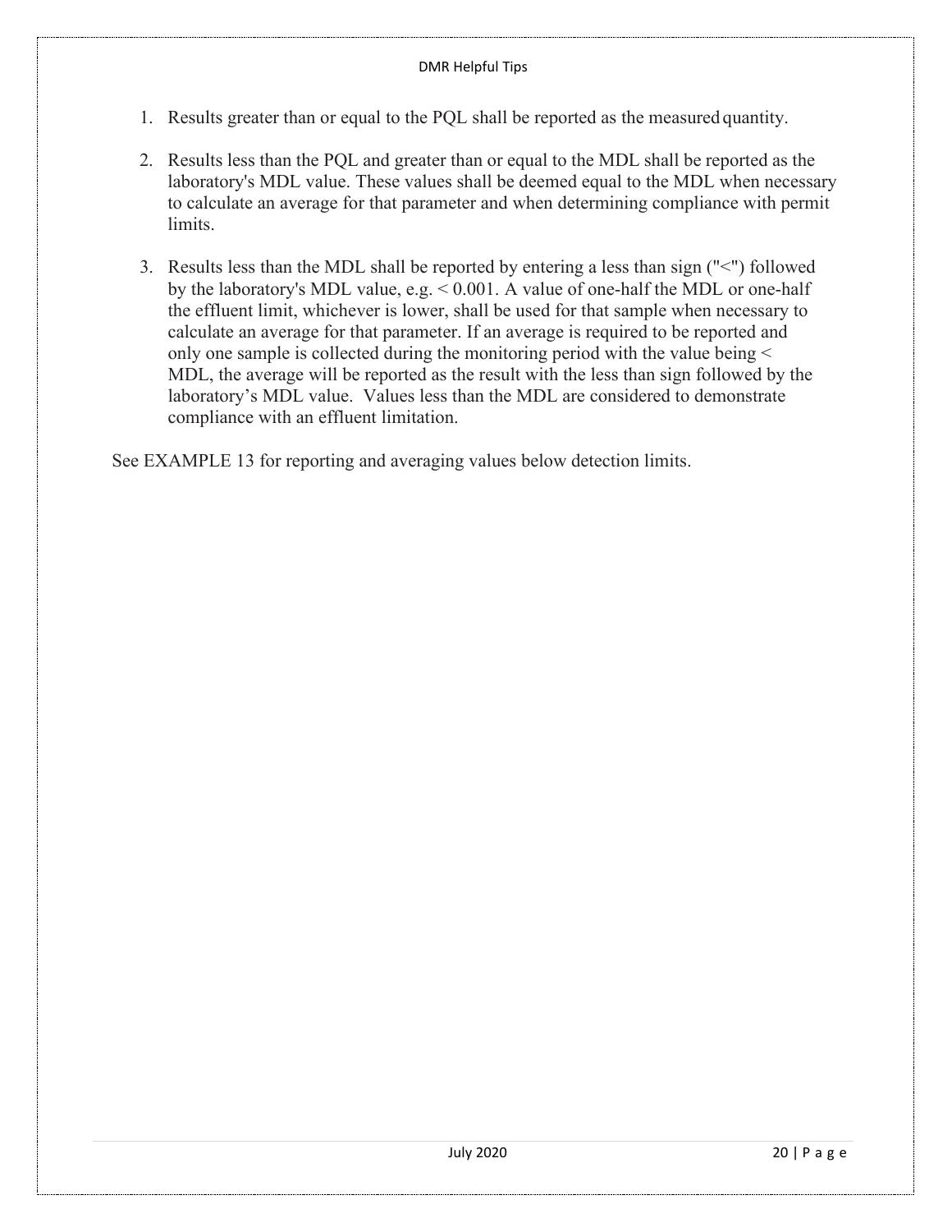1. Results greater than or equal to the PQL shall be reported as the measured quantity.

2. Results less than the PQL and greater than or equal to the MDL shall be reported as the laboratory's MDL value. These values shall be deemed equal to the MDL when necessary to calculate an average for that parameter and when determining compliance with permit limits.

3. Results less than the MDL shall be reported by entering a less than sign ("<") followed by the laboratory's MDL value, e.g. < 0.001. A value of one-half the MDL or one-half the effluent limit, whichever is lower, shall be used for that sample when necessary to calculate an average for that parameter. If an average is required to be reported and only one sample is collected during the monitoring period with the value being < MDL, the average will be reported as the result with the less than sign followed by the laboratory's MDL value. Values less than the MDL are considered to demonstrate compliance with an effluent limitation.

See EXAMPLE 13 for reporting and averaging values below detection limits.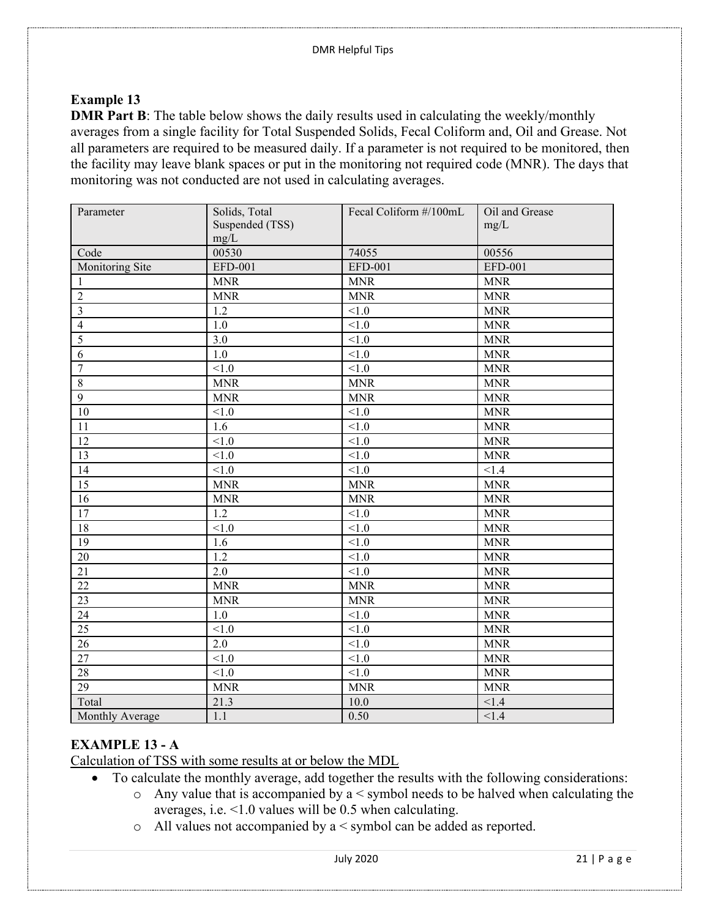## Example 13

**DMR Part B**: The table below shows the daily results used in calculating the weekly/monthly averages from a single facility for Total Suspended Solids, Fecal Coliform and, Oil and Grease. Not all parameters are required to be measured daily. If a parameter is not required to be monitored, then the facility may leave blank spaces or put in the monitoring not required code (MNR). The days that monitoring was not conducted are not used in calculating averages.

| Parameter | Solids, Total Suspended (TSS) mg/L | Fecal Coliform #/100mL | Oil and Grease mg/L |
|---|---|---|---|
| Code | 00530 | 74055 | 00556 |
| Monitoring Site | EFD-001 | EFD-001 | EFD-001 |
| 1 | MNR | MNR | MNR |
| 2 | MNR | MNR | MNR |
| 3 | 1.2 | <1.0 | MNR |
| 4 | 1.0 | <1.0 | MNR |
| 5 | 3.0 | <1.0 | MNR |
| 6 | 1.0 | <1.0 | MNR |
| 7 | <1.0 | <1.0 | MNR |
| 8 | MNR | MNR | MNR |
| 9 | MNR | MNR | MNR |
| 10 | <1.0 | <1.0 | MNR |
| 11 | 1.6 | <1.0 | MNR |
| 12 | <1.0 | <1.0 | MNR |
| 13 | <1.0 | <1.0 | MNR |
| 14 | <1.0 | <1.0 | <1.4 |
| 15 | MNR | MNR | MNR |
| 16 | MNR | MNR | MNR |
| 17 | 1.2 | <1.0 | MNR |
| 18 | <1.0 | <1.0 | MNR |
| 19 | 1.6 | <1.0 | MNR |
| 20 | 1.2 | <1.0 | MNR |
| 21 | 2.0 | <1.0 | MNR |
| 22 | MNR | MNR | MNR |
| 23 | MNR | MNR | MNR |
| 24 | 1.0 | <1.0 | MNR |
| 25 | <1.0 | <1.0 | MNR |
| 26 | 2.0 | <1.0 | MNR |
| 27 | <1.0 | <1.0 | MNR |
| 28 | <1.0 | <1.0 | MNR |
| 29 | MNR | MNR | MNR |
| Total | 21.3 | 10.0 | <1.4 |
| Monthly Average | 1.1 | 0.50 | <1.4 |

## EXAMPLE 13 - A

Calculation of TSS with some results at or below the MDL

- To calculate the monthly average, add together the results with the following considerations:
  - Any value that is accompanied by a < symbol needs to be halved when calculating the averages, i.e. <1.0 values will be 0.5 when calculating.
  - All values not accompanied by a < symbol can be added as reported.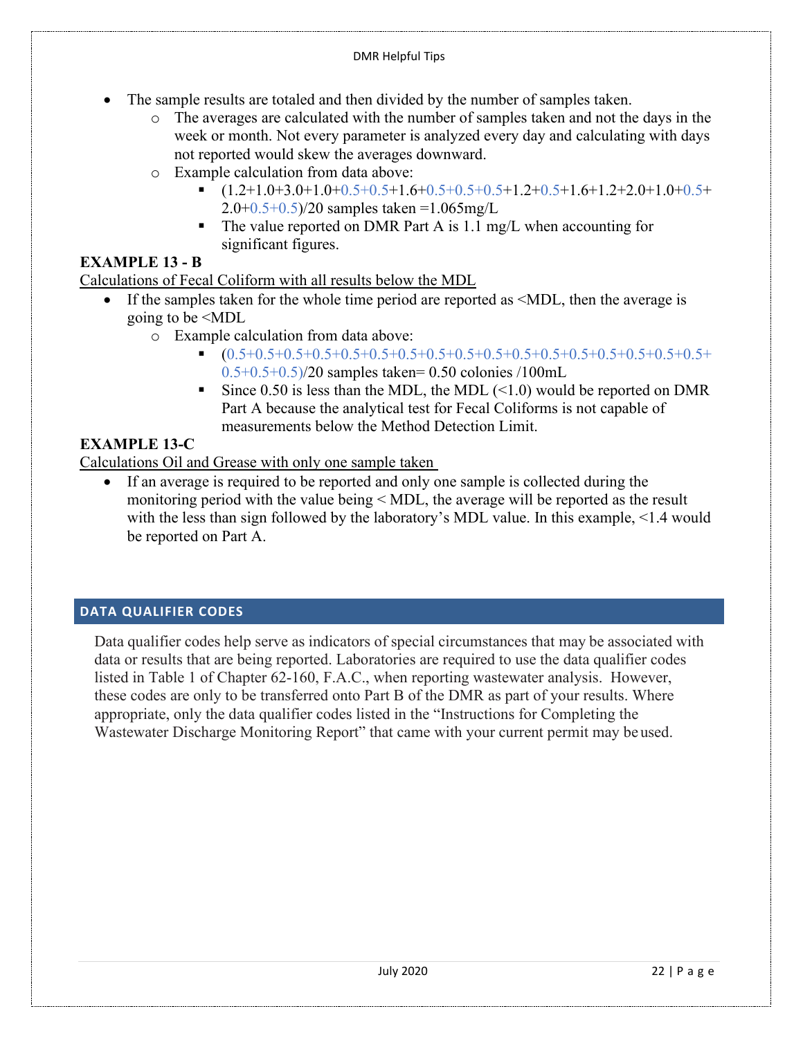- The sample results are totaled and then divided by the number of samples taken.
  - The averages are calculated with the number of samples taken and not the days in the week or month. Not every parameter is analyzed every day and calculating with days not reported would skew the averages downward.
  - Example calculation from data above:
    - (1.2+1.0+3.0+1.0+0.5+0.5+1.6+0.5+0.5+0.5+1.2+0.5+1.6+1.2+2.0+1.0+0.5+2.0+0.5+0.5)/20 samples taken =1.065mg/L
    - The value reported on DMR Part A is 1.1 mg/L when accounting for significant figures.

**EXAMPLE 13 - B**

Calculations of Fecal Coliform with all results below the MDL

- If the samples taken for the whole time period are reported as <MDL, then the average is going to be <MDL
  - Example calculation from data above:
    - (0.5+0.5+0.5+0.5+0.5+0.5+0.5+0.5+0.5+0.5+0.5+0.5+0.5+0.5+0.5+0.5+0.5+0.5+0.5+0.5)/20 samples taken= 0.50 colonies /100mL
    - Since 0.50 is less than the MDL, the MDL (<1.0) would be reported on DMR Part A because the analytical test for Fecal Coliforms is not capable of measurements below the Method Detection Limit.

**EXAMPLE 13-C**

Calculations Oil and Grease with only one sample taken

- If an average is required to be reported and only one sample is collected during the monitoring period with the value being < MDL, the average will be reported as the result with the less than sign followed by the laboratory's MDL value. In this example, <1.4 would be reported on Part A.

## DATA QUALIFIER CODES

Data qualifier codes help serve as indicators of special circumstances that may be associated with data or results that are being reported. Laboratories are required to use the data qualifier codes listed in Table 1 of Chapter 62-160, F.A.C., when reporting wastewater analysis. However, these codes are only to be transferred onto Part B of the DMR as part of your results. Where appropriate, only the data qualifier codes listed in the "Instructions for Completing the Wastewater Discharge Monitoring Report" that came with your current permit may be used.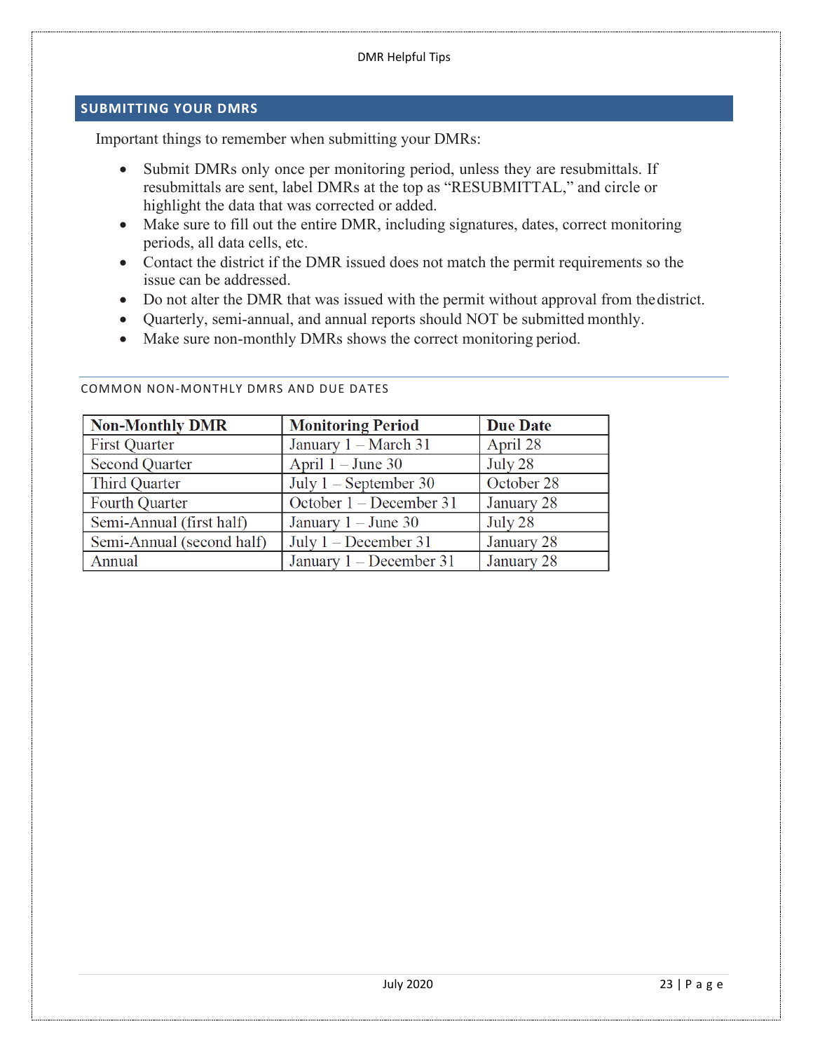## SUBMITTING YOUR DMRS

Important things to remember when submitting your DMRs:

- Submit DMRs only once per monitoring period, unless they are resubmittals. If resubmittals are sent, label DMRs at the top as "RESUBMITTAL," and circle or highlight the data that was corrected or added.
- Make sure to fill out the entire DMR, including signatures, dates, correct monitoring periods, all data cells, etc.
- Contact the district if the DMR issued does not match the permit requirements so the issue can be addressed.
- Do not alter the DMR that was issued with the permit without approval from the district.
- Quarterly, semi-annual, and annual reports should NOT be submitted monthly.
- Make sure non-monthly DMRs shows the correct monitoring period.

### COMMON NON-MONTHLY DMRS AND DUE DATES

| Non-Monthly DMR | Monitoring Period | Due Date |
|---|---|---|
| First Quarter | January 1 – March 31 | April 28 |
| Second Quarter | April 1 – June 30 | July 28 |
| Third Quarter | July 1 – September 30 | October 28 |
| Fourth Quarter | October 1 – December 31 | January 28 |
| Semi-Annual (first half) | January 1 – June 30 | July 28 |
| Semi-Annual (second half) | July 1 – December 31 | January 28 |
| Annual | January 1 – December 31 | January 28 |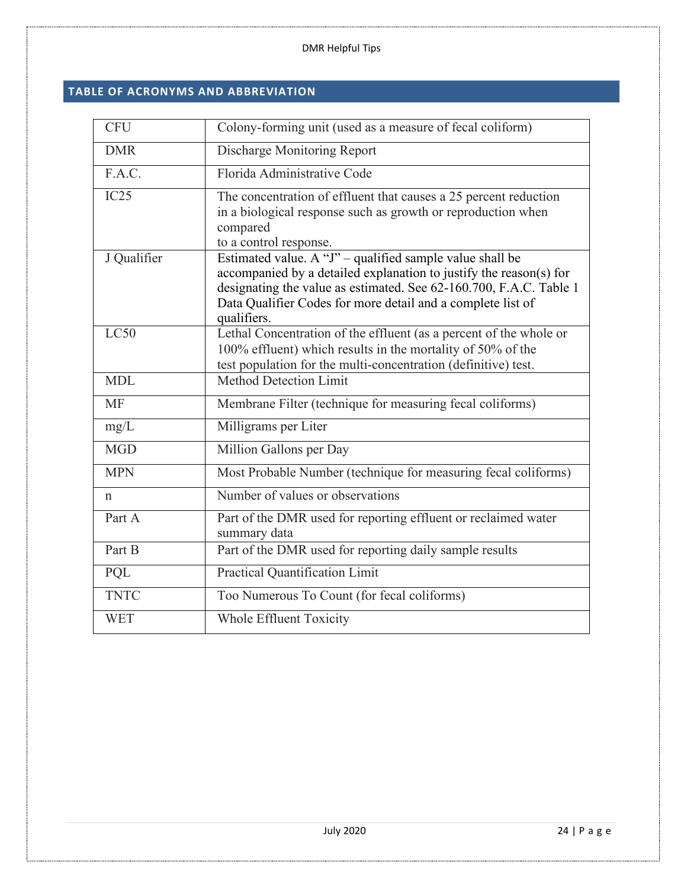## TABLE OF ACRONYMS AND ABBREVIATION

| | |
|---|---|
| CFU | Colony-forming unit (used as a measure of fecal coliform) |
| DMR | Discharge Monitoring Report |
| F.A.C. | Florida Administrative Code |
| IC25 | The concentration of effluent that causes a 25 percent reduction in a biological response such as growth or reproduction when compared to a control response. |
| J Qualifier | Estimated value. A "J" – qualified sample value shall be accompanied by a detailed explanation to justify the reason(s) for designating the value as estimated. See 62-160.700, F.A.C. Table 1 Data Qualifier Codes for more detail and a complete list of qualifiers. |
| LC50 | Lethal Concentration of the effluent (as a percent of the whole or 100% effluent) which results in the mortality of 50% of the test population for the multi-concentration (definitive) test. |
| MDL | Method Detection Limit |
| MF | Membrane Filter (technique for measuring fecal coliforms) |
| mg/L | Milligrams per Liter |
| MGD | Million Gallons per Day |
| MPN | Most Probable Number (technique for measuring fecal coliforms) |
| n | Number of values or observations |
| Part A | Part of the DMR used for reporting effluent or reclaimed water summary data |
| Part B | Part of the DMR used for reporting daily sample results |
| PQL | Practical Quantification Limit |
| TNTC | Too Numerous To Count (for fecal coliforms) |
| WET | Whole Effluent Toxicity |